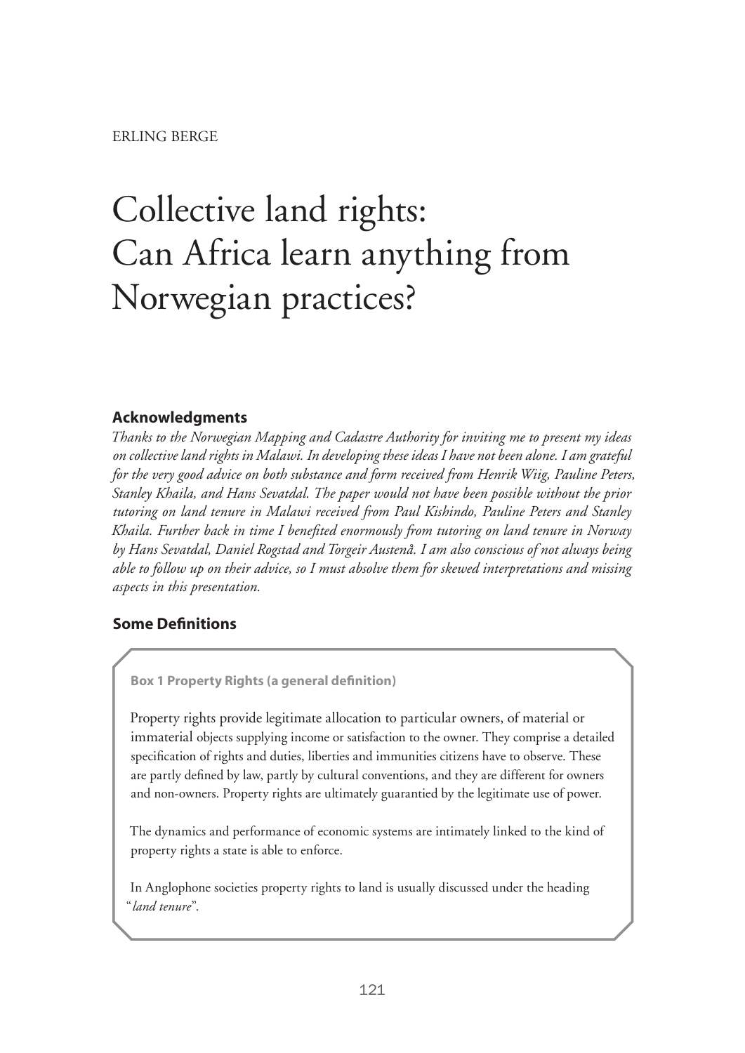ERLING BERGE

# Collective land rights: Can Africa learn anything from Norwegian practices?

## Acknowledgments

*Thanks to the Norwegian Mapping and Cadastre Authority for inviting me to present my ideas on collective land rights in Malawi. In developing these ideas I have not been alone. I am grateful for the very good advice on both substance and form received from Henrik Wiig, Pauline Peters, Stanley Khaila, and Hans Sevatdal. The paper would not have been possible without the prior tutoring on land tenure in Malawi received from Paul Kishindo, Pauline Peters and Stanley Khaila. Further back in time I benefited enormously from tutoring on land tenure in Norway by Hans Sevatdal, Daniel Rogstad and Torgeir Austenå. I am also conscious of not always being able to follow up on their advice, so I must absolve them for skewed interpretations and missing aspects in this presentation.*

## Some Definitions

> **Box 1 Property Rights (a general definition)**
>
> Property rights provide legitimate allocation to particular owners, of material or immaterial objects supplying income or satisfaction to the owner. They comprise a detailed specification of rights and duties, liberties and immunities citizens have to observe. These are partly defined by law, partly by cultural conventions, and they are different for owners and non-owners. Property rights are ultimately guarantied by the legitimate use of power.
>
> The dynamics and performance of economic systems are intimately linked to the kind of property rights a state is able to enforce.
>
> In Anglophone societies property rights to land is usually discussed under the heading "*land tenure*".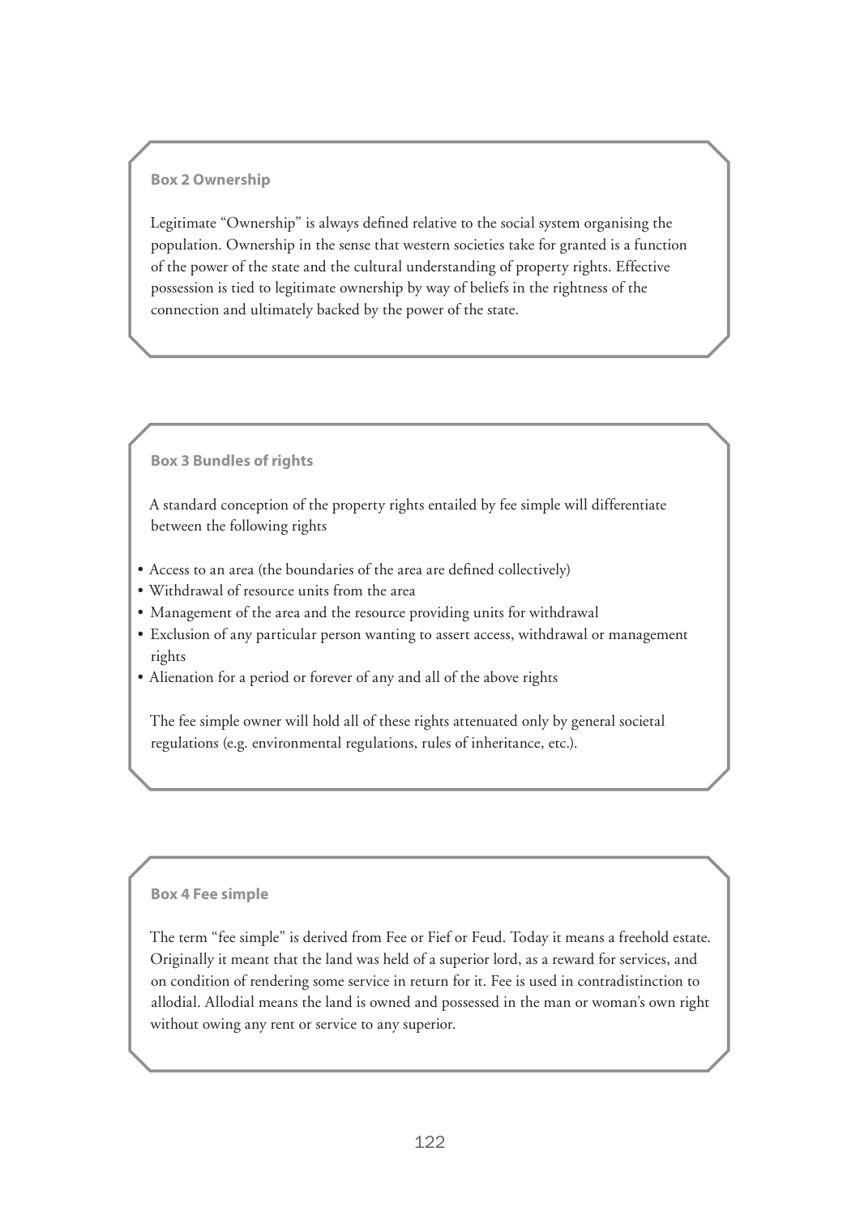**Box 2 Ownership**

Legitimate "Ownership" is always defined relative to the social system organising the population. Ownership in the sense that western societies take for granted is a function of the power of the state and the cultural understanding of property rights. Effective possession is tied to legitimate ownership by way of beliefs in the rightness of the connection and ultimately backed by the power of the state.

**Box 3 Bundles of rights**

A standard conception of the property rights entailed by fee simple will differentiate between the following rights

- Access to an area (the boundaries of the area are defined collectively)
- Withdrawal of resource units from the area
- Management of the area and the resource providing units for withdrawal
- Exclusion of any particular person wanting to assert access, withdrawal or management rights
- Alienation for a period or forever of any and all of the above rights

The fee simple owner will hold all of these rights attenuated only by general societal regulations (e.g. environmental regulations, rules of inheritance, etc.).

**Box 4 Fee simple**

The term "fee simple" is derived from Fee or Fief or Feud. Today it means a freehold estate. Originally it meant that the land was held of a superior lord, as a reward for services, and on condition of rendering some service in return for it. Fee is used in contradistinction to allodial. Allodial means the land is owned and possessed in the man or woman's own right without owing any rent or service to any superior.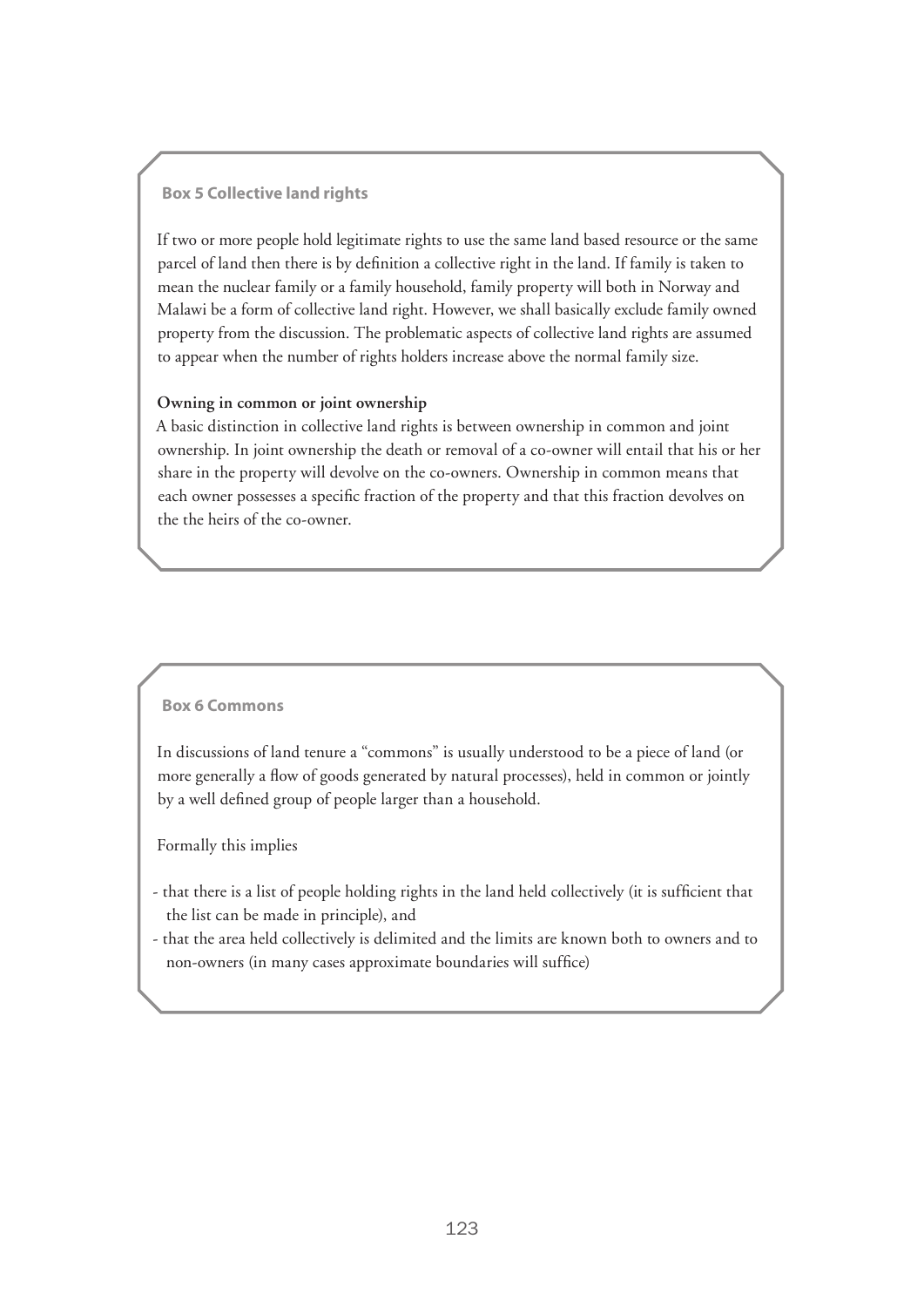**Box 5 Collective land rights**

If two or more people hold legitimate rights to use the same land based resource or the same parcel of land then there is by definition a collective right in the land. If family is taken to mean the nuclear family or a family household, family property will both in Norway and Malawi be a form of collective land right. However, we shall basically exclude family owned property from the discussion. The problematic aspects of collective land rights are assumed to appear when the number of rights holders increase above the normal family size.

**Owning in common or joint ownership**

A basic distinction in collective land rights is between ownership in common and joint ownership. In joint ownership the death or removal of a co-owner will entail that his or her share in the property will devolve on the co-owners. Ownership in common means that each owner possesses a specific fraction of the property and that this fraction devolves on the the heirs of the co-owner.

**Box 6 Commons**

In discussions of land tenure a "commons" is usually understood to be a piece of land (or more generally a flow of goods generated by natural processes), held in common or jointly by a well defined group of people larger than a household.

Formally this implies

- that there is a list of people holding rights in the land held collectively (it is sufficient that the list can be made in principle), and
- that the area held collectively is delimited and the limits are known both to owners and to non-owners (in many cases approximate boundaries will suffice)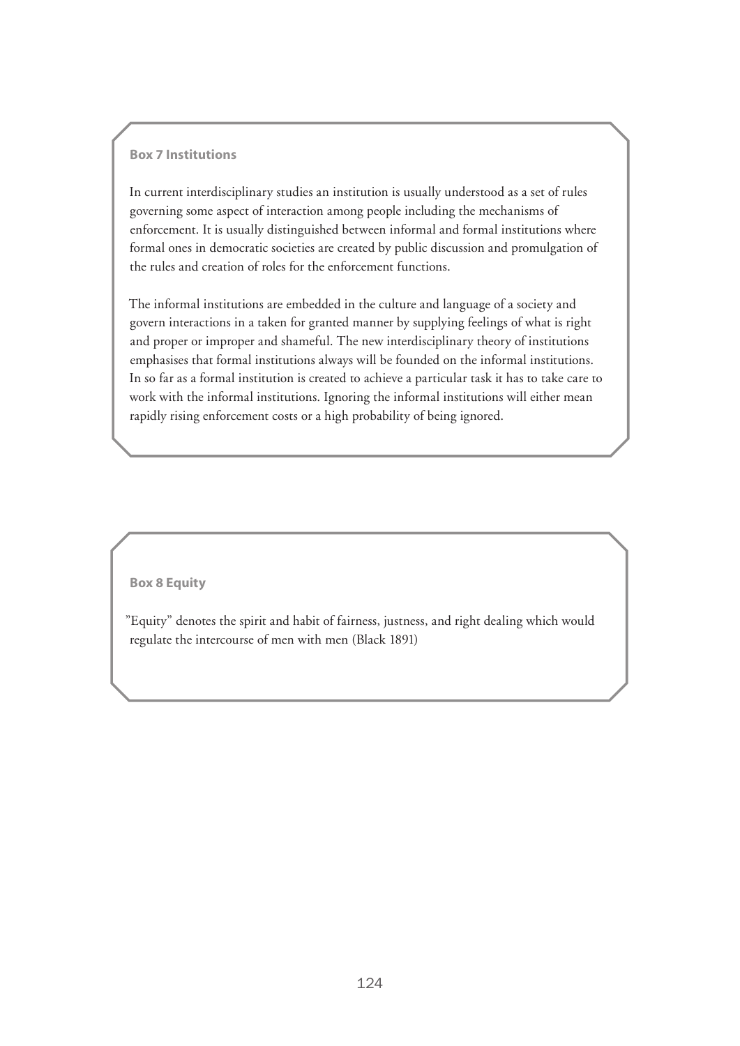**Box 7 Institutions**

In current interdisciplinary studies an institution is usually understood as a set of rules governing some aspect of interaction among people including the mechanisms of enforcement. It is usually distinguished between informal and formal institutions where formal ones in democratic societies are created by public discussion and promulgation of the rules and creation of roles for the enforcement functions.

The informal institutions are embedded in the culture and language of a society and govern interactions in a taken for granted manner by supplying feelings of what is right and proper or improper and shameful. The new interdisciplinary theory of institutions emphasises that formal institutions always will be founded on the informal institutions. In so far as a formal institution is created to achieve a particular task it has to take care to work with the informal institutions. Ignoring the informal institutions will either mean rapidly rising enforcement costs or a high probability of being ignored.

**Box 8 Equity**

"Equity" denotes the spirit and habit of fairness, justness, and right dealing which would regulate the intercourse of men with men (Black 1891)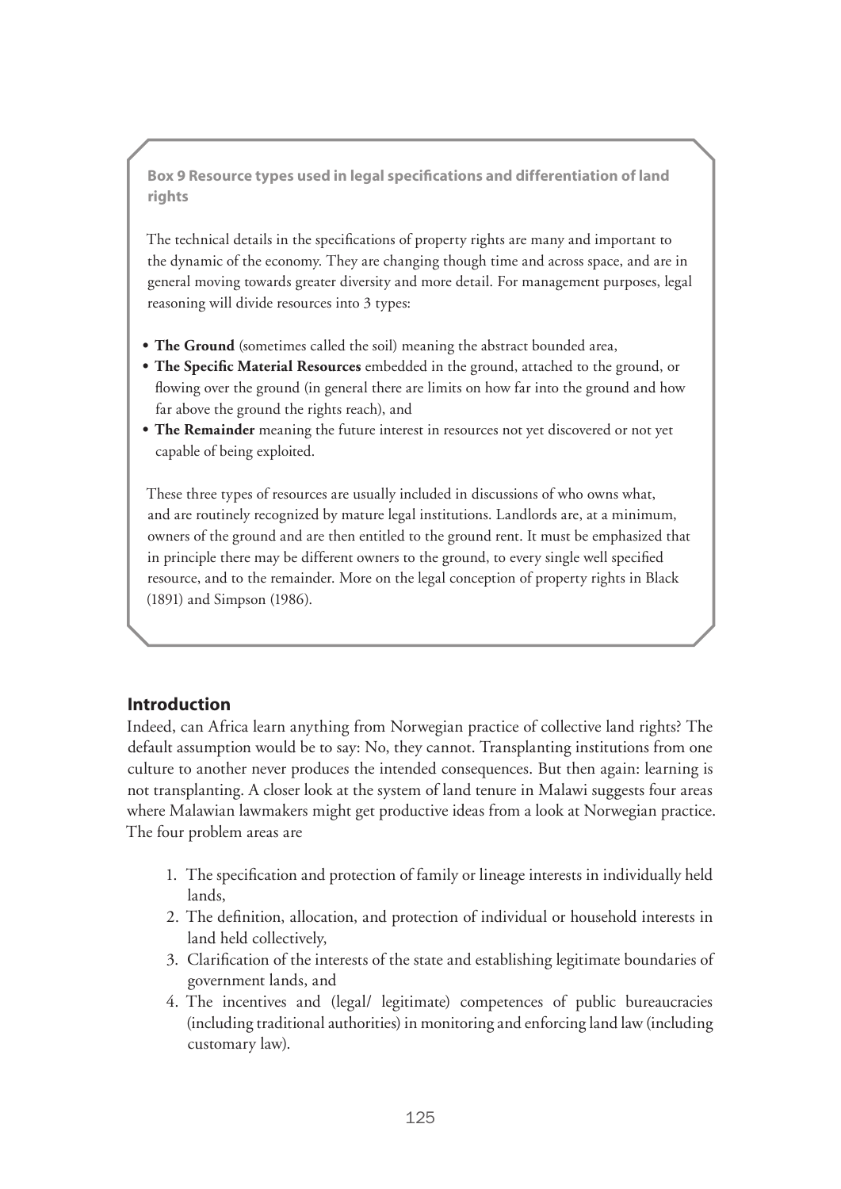**Box 9 Resource types used in legal specifications and differentiation of land rights**

The technical details in the specifications of property rights are many and important to the dynamic of the economy. They are changing though time and across space, and are in general moving towards greater diversity and more detail. For management purposes, legal reasoning will divide resources into 3 types:

- **The Ground** (sometimes called the soil) meaning the abstract bounded area,
- **The Specific Material Resources** embedded in the ground, attached to the ground, or flowing over the ground (in general there are limits on how far into the ground and how far above the ground the rights reach), and
- **The Remainder** meaning the future interest in resources not yet discovered or not yet capable of being exploited.

These three types of resources are usually included in discussions of who owns what, and are routinely recognized by mature legal institutions. Landlords are, at a minimum, owners of the ground and are then entitled to the ground rent. It must be emphasized that in principle there may be different owners to the ground, to every single well specified resource, and to the remainder. More on the legal conception of property rights in Black (1891) and Simpson (1986).

## Introduction

Indeed, can Africa learn anything from Norwegian practice of collective land rights? The default assumption would be to say: No, they cannot. Transplanting institutions from one culture to another never produces the intended consequences. But then again: learning is not transplanting. A closer look at the system of land tenure in Malawi suggests four areas where Malawian lawmakers might get productive ideas from a look at Norwegian practice. The four problem areas are

1. The specification and protection of family or lineage interests in individually held lands,
2. The definition, allocation, and protection of individual or household interests in land held collectively,
3. Clarification of the interests of the state and establishing legitimate boundaries of government lands, and
4. The incentives and (legal/ legitimate) competences of public bureaucracies (including traditional authorities) in monitoring and enforcing land law (including customary law).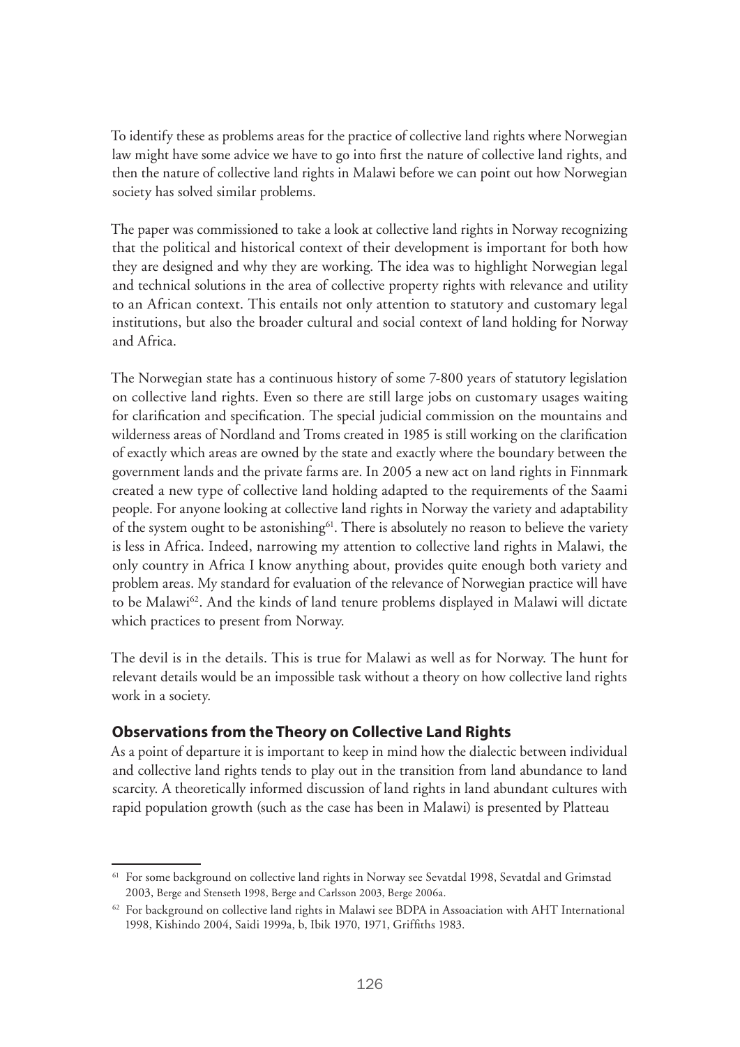To identify these as problems areas for the practice of collective land rights where Norwegian law might have some advice we have to go into first the nature of collective land rights, and then the nature of collective land rights in Malawi before we can point out how Norwegian society has solved similar problems.

The paper was commissioned to take a look at collective land rights in Norway recognizing that the political and historical context of their development is important for both how they are designed and why they are working. The idea was to highlight Norwegian legal and technical solutions in the area of collective property rights with relevance and utility to an African context. This entails not only attention to statutory and customary legal institutions, but also the broader cultural and social context of land holding for Norway and Africa.

The Norwegian state has a continuous history of some 7-800 years of statutory legislation on collective land rights. Even so there are still large jobs on customary usages waiting for clarification and specification. The special judicial commission on the mountains and wilderness areas of Nordland and Troms created in 1985 is still working on the clarification of exactly which areas are owned by the state and exactly where the boundary between the government lands and the private farms are. In 2005 a new act on land rights in Finnmark created a new type of collective land holding adapted to the requirements of the Saami people. For anyone looking at collective land rights in Norway the variety and adaptability of the system ought to be astonishing[61]. There is absolutely no reason to believe the variety is less in Africa. Indeed, narrowing my attention to collective land rights in Malawi, the only country in Africa I know anything about, provides quite enough both variety and problem areas. My standard for evaluation of the relevance of Norwegian practice will have to be Malawi[62]. And the kinds of land tenure problems displayed in Malawi will dictate which practices to present from Norway.

The devil is in the details. This is true for Malawi as well as for Norway. The hunt for relevant details would be an impossible task without a theory on how collective land rights work in a society.

### Observations from the Theory on Collective Land Rights

As a point of departure it is important to keep in mind how the dialectic between individual and collective land rights tends to play out in the transition from land abundance to land scarcity. A theoretically informed discussion of land rights in land abundant cultures with rapid population growth (such as the case has been in Malawi) is presented by Platteau

---

[61] For some background on collective land rights in Norway see Sevatdal 1998, Sevatdal and Grimstad 2003, Berge and Stenseth 1998, Berge and Carlsson 2003, Berge 2006a.

[62] For background on collective land rights in Malawi see BDPA in Assoaciation with AHT International 1998, Kishindo 2004, Saidi 1999a, b, Ibik 1970, 1971, Griffiths 1983.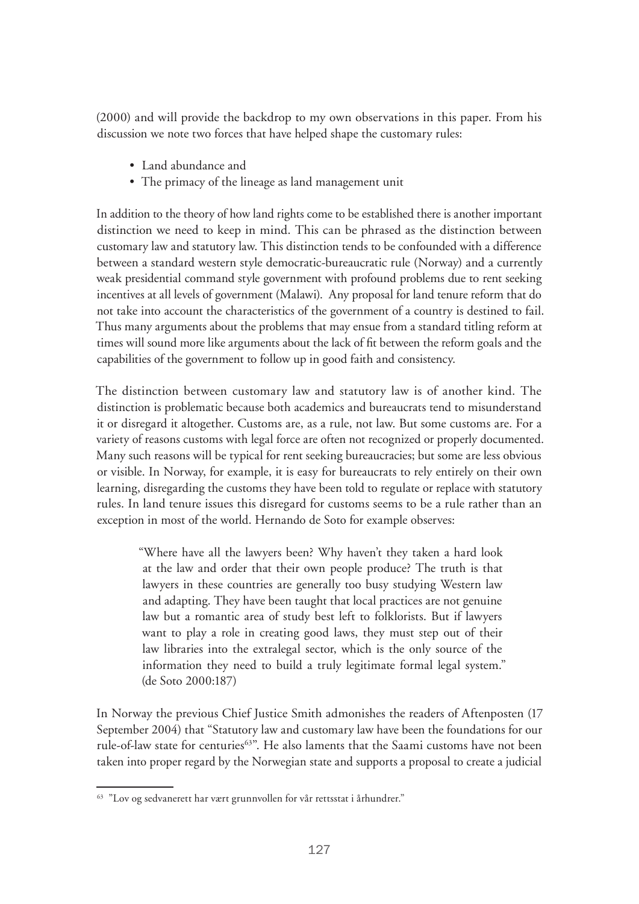(2000) and will provide the backdrop to my own observations in this paper. From his discussion we note two forces that have helped shape the customary rules:

- Land abundance and
- The primacy of the lineage as land management unit

In addition to the theory of how land rights come to be established there is another important distinction we need to keep in mind. This can be phrased as the distinction between customary law and statutory law. This distinction tends to be confounded with a difference between a standard western style democratic-bureaucratic rule (Norway) and a currently weak presidential command style government with profound problems due to rent seeking incentives at all levels of government (Malawi). Any proposal for land tenure reform that do not take into account the characteristics of the government of a country is destined to fail. Thus many arguments about the problems that may ensue from a standard titling reform at times will sound more like arguments about the lack of fit between the reform goals and the capabilities of the government to follow up in good faith and consistency.

The distinction between customary law and statutory law is of another kind. The distinction is problematic because both academics and bureaucrats tend to misunderstand it or disregard it altogether. Customs are, as a rule, not law. But some customs are. For a variety of reasons customs with legal force are often not recognized or properly documented. Many such reasons will be typical for rent seeking bureaucracies; but some are less obvious or visible. In Norway, for example, it is easy for bureaucrats to rely entirely on their own learning, disregarding the customs they have been told to regulate or replace with statutory rules. In land tenure issues this disregard for customs seems to be a rule rather than an exception in most of the world. Hernando de Soto for example observes:

> "Where have all the lawyers been? Why haven't they taken a hard look at the law and order that their own people produce? The truth is that lawyers in these countries are generally too busy studying Western law and adapting. They have been taught that local practices are not genuine law but a romantic area of study best left to folklorists. But if lawyers want to play a role in creating good laws, they must step out of their law libraries into the extralegal sector, which is the only source of the information they need to build a truly legitimate formal legal system." (de Soto 2000:187)

In Norway the previous Chief Justice Smith admonishes the readers of Aftenposten (17 September 2004) that "Statutory law and customary law have been the foundations for our rule-of-law state for centuries[63]". He also laments that the Saami customs have not been taken into proper regard by the Norwegian state and supports a proposal to create a judicial

[63] "Lov og sedvanerett har vært grunnvollen for vår rettsstat i århundrer."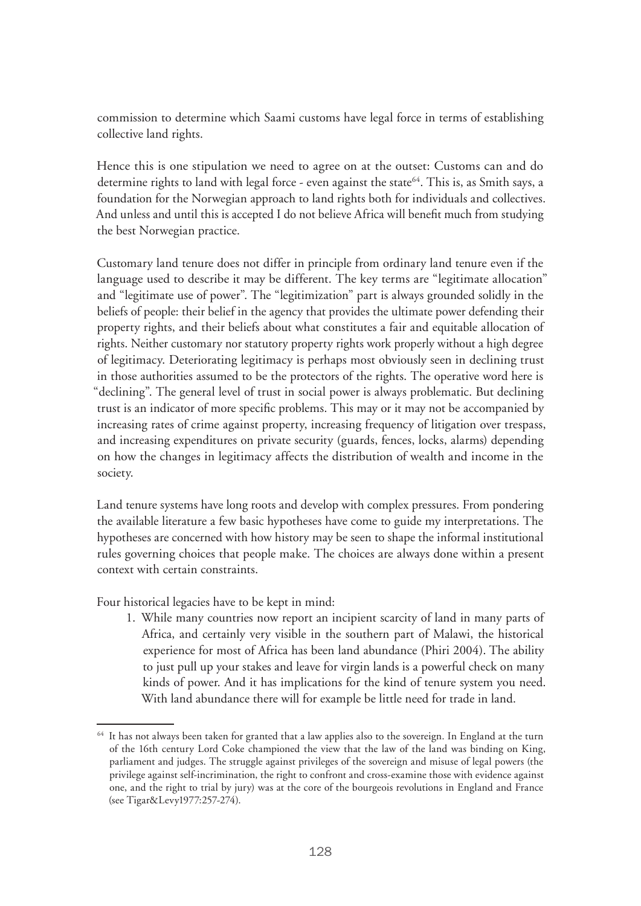commission to determine which Saami customs have legal force in terms of establishing collective land rights.

Hence this is one stipulation we need to agree on at the outset: Customs can and do determine rights to land with legal force - even against the state[64]. This is, as Smith says, a foundation for the Norwegian approach to land rights both for individuals and collectives. And unless and until this is accepted I do not believe Africa will benefit much from studying the best Norwegian practice.

Customary land tenure does not differ in principle from ordinary land tenure even if the language used to describe it may be different. The key terms are "legitimate allocation" and "legitimate use of power". The "legitimization" part is always grounded solidly in the beliefs of people: their belief in the agency that provides the ultimate power defending their property rights, and their beliefs about what constitutes a fair and equitable allocation of rights. Neither customary nor statutory property rights work properly without a high degree of legitimacy. Deteriorating legitimacy is perhaps most obviously seen in declining trust in those authorities assumed to be the protectors of the rights. The operative word here is "declining". The general level of trust in social power is always problematic. But declining trust is an indicator of more specific problems. This may or it may not be accompanied by increasing rates of crime against property, increasing frequency of litigation over trespass, and increasing expenditures on private security (guards, fences, locks, alarms) depending on how the changes in legitimacy affects the distribution of wealth and income in the society.

Land tenure systems have long roots and develop with complex pressures. From pondering the available literature a few basic hypotheses have come to guide my interpretations. The hypotheses are concerned with how history may be seen to shape the informal institutional rules governing choices that people make. The choices are always done within a present context with certain constraints.

Four historical legacies have to be kept in mind:

1. While many countries now report an incipient scarcity of land in many parts of Africa, and certainly very visible in the southern part of Malawi, the historical experience for most of Africa has been land abundance (Phiri 2004). The ability to just pull up your stakes and leave for virgin lands is a powerful check on many kinds of power. And it has implications for the kind of tenure system you need. With land abundance there will for example be little need for trade in land.

---

[64] It has not always been taken for granted that a law applies also to the sovereign. In England at the turn of the 16th century Lord Coke championed the view that the law of the land was binding on King, parliament and judges. The struggle against privileges of the sovereign and misuse of legal powers (the privilege against self-incrimination, the right to confront and cross-examine those with evidence against one, and the right to trial by jury) was at the core of the bourgeois revolutions in England and France (see Tigar&Levy1977:257-274).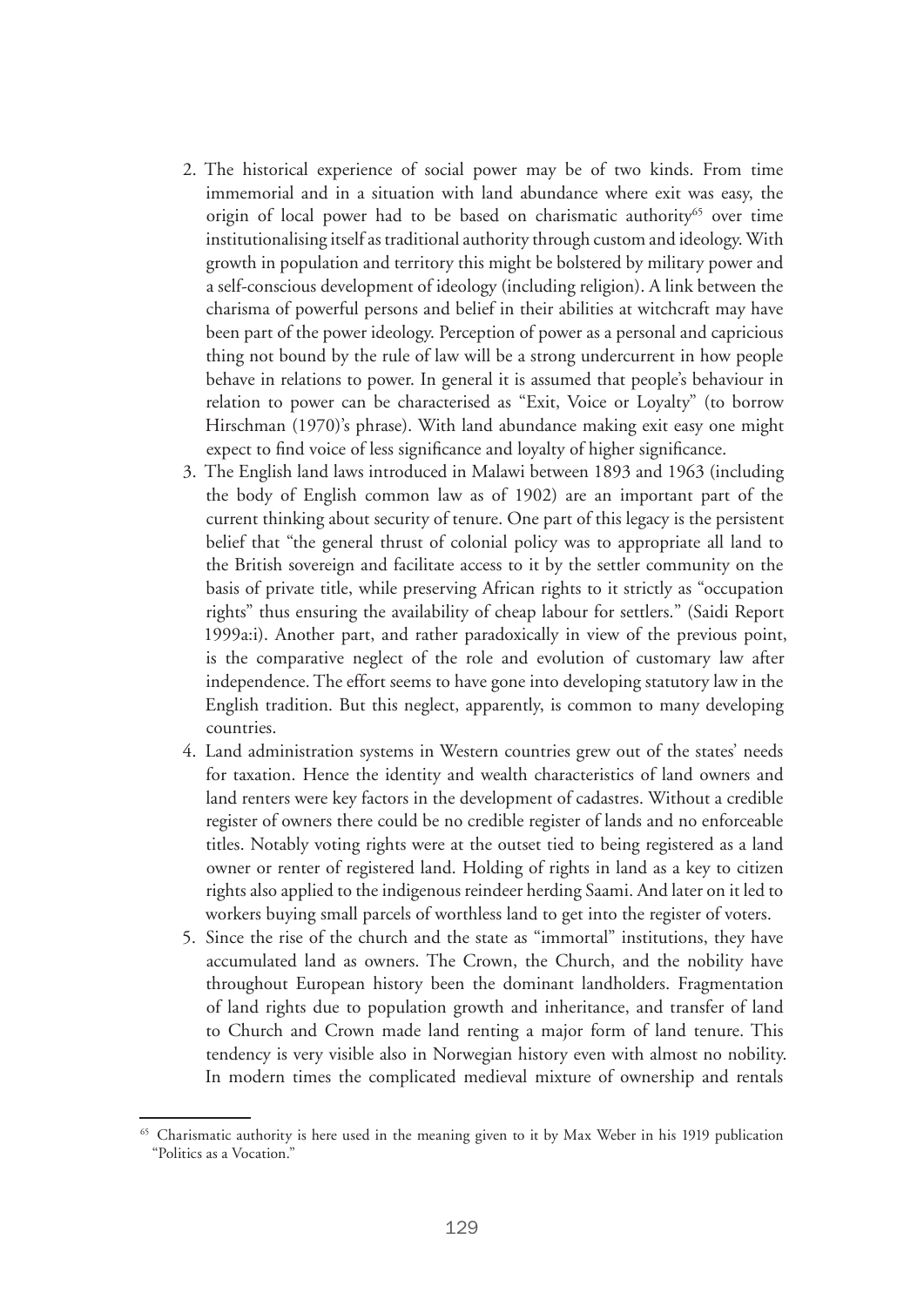2. The historical experience of social power may be of two kinds. From time immemorial and in a situation with land abundance where exit was easy, the origin of local power had to be based on charismatic authority[65] over time institutionalising itself as traditional authority through custom and ideology. With growth in population and territory this might be bolstered by military power and a self-conscious development of ideology (including religion). A link between the charisma of powerful persons and belief in their abilities at witchcraft may have been part of the power ideology. Perception of power as a personal and capricious thing not bound by the rule of law will be a strong undercurrent in how people behave in relations to power. In general it is assumed that people's behaviour in relation to power can be characterised as "Exit, Voice or Loyalty" (to borrow Hirschman (1970)'s phrase). With land abundance making exit easy one might expect to find voice of less significance and loyalty of higher significance.
3. The English land laws introduced in Malawi between 1893 and 1963 (including the body of English common law as of 1902) are an important part of the current thinking about security of tenure. One part of this legacy is the persistent belief that "the general thrust of colonial policy was to appropriate all land to the British sovereign and facilitate access to it by the settler community on the basis of private title, while preserving African rights to it strictly as "occupation rights" thus ensuring the availability of cheap labour for settlers." (Saidi Report 1999a:i). Another part, and rather paradoxically in view of the previous point, is the comparative neglect of the role and evolution of customary law after independence. The effort seems to have gone into developing statutory law in the English tradition. But this neglect, apparently, is common to many developing countries.
4. Land administration systems in Western countries grew out of the states' needs for taxation. Hence the identity and wealth characteristics of land owners and land renters were key factors in the development of cadastres. Without a credible register of owners there could be no credible register of lands and no enforceable titles. Notably voting rights were at the outset tied to being registered as a land owner or renter of registered land. Holding of rights in land as a key to citizen rights also applied to the indigenous reindeer herding Saami. And later on it led to workers buying small parcels of worthless land to get into the register of voters.
5. Since the rise of the church and the state as "immortal" institutions, they have accumulated land as owners. The Crown, the Church, and the nobility have throughout European history been the dominant landholders. Fragmentation of land rights due to population growth and inheritance, and transfer of land to Church and Crown made land renting a major form of land tenure. This tendency is very visible also in Norwegian history even with almost no nobility. In modern times the complicated medieval mixture of ownership and rentals

[65] Charismatic authority is here used in the meaning given to it by Max Weber in his 1919 publication "Politics as a Vocation."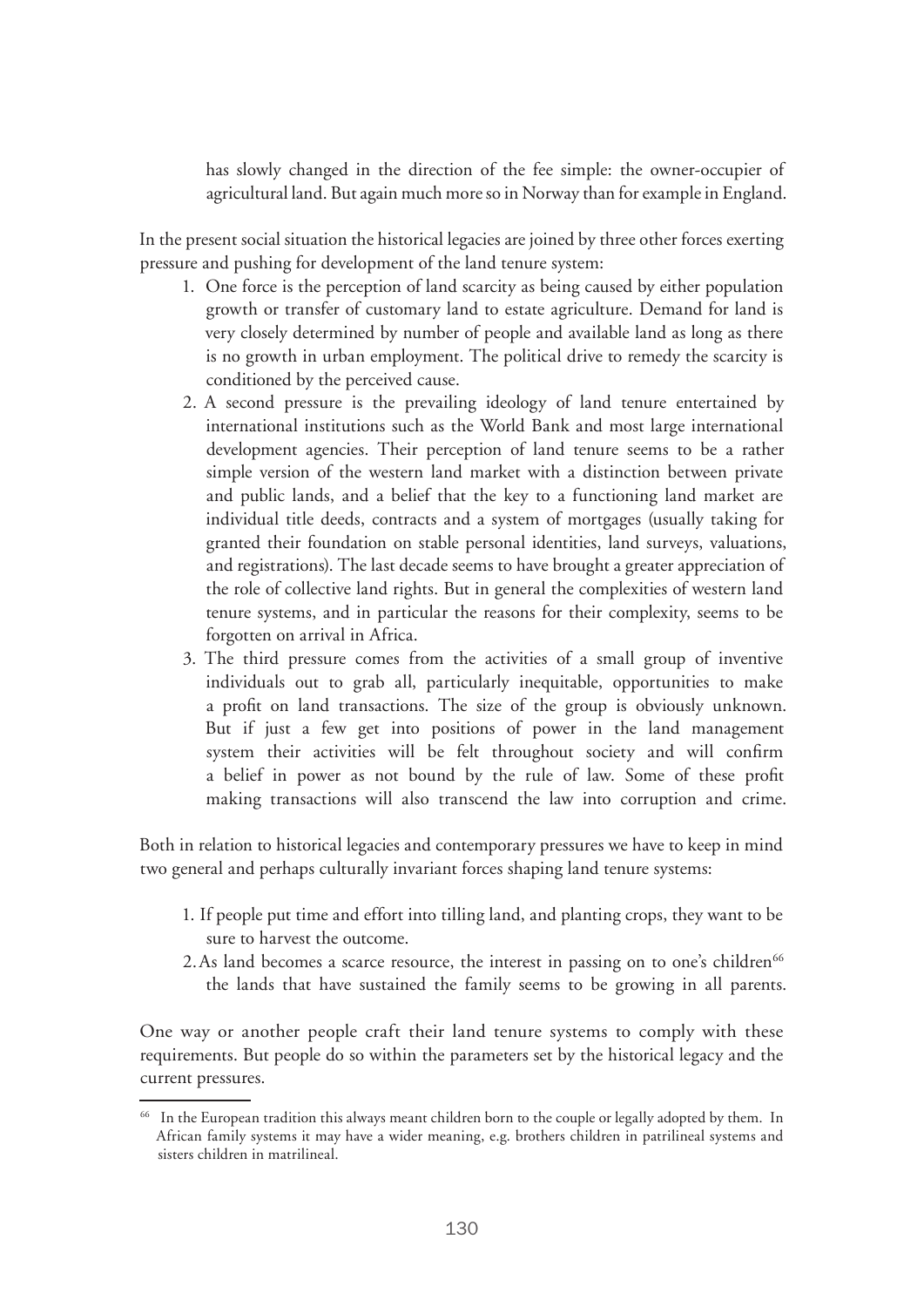has slowly changed in the direction of the fee simple: the owner-occupier of agricultural land. But again much more so in Norway than for example in England.

In the present social situation the historical legacies are joined by three other forces exerting pressure and pushing for development of the land tenure system:

1. One force is the perception of land scarcity as being caused by either population growth or transfer of customary land to estate agriculture. Demand for land is very closely determined by number of people and available land as long as there is no growth in urban employment. The political drive to remedy the scarcity is conditioned by the perceived cause.
2. A second pressure is the prevailing ideology of land tenure entertained by international institutions such as the World Bank and most large international development agencies. Their perception of land tenure seems to be a rather simple version of the western land market with a distinction between private and public lands, and a belief that the key to a functioning land market are individual title deeds, contracts and a system of mortgages (usually taking for granted their foundation on stable personal identities, land surveys, valuations, and registrations). The last decade seems to have brought a greater appreciation of the role of collective land rights. But in general the complexities of western land tenure systems, and in particular the reasons for their complexity, seems to be forgotten on arrival in Africa.
3. The third pressure comes from the activities of a small group of inventive individuals out to grab all, particularly inequitable, opportunities to make a profit on land transactions. The size of the group is obviously unknown. But if just a few get into positions of power in the land management system their activities will be felt throughout society and will confirm a belief in power as not bound by the rule of law. Some of these profit making transactions will also transcend the law into corruption and crime.

Both in relation to historical legacies and contemporary pressures we have to keep in mind two general and perhaps culturally invariant forces shaping land tenure systems:

1. If people put time and effort into tilling land, and planting crops, they want to be sure to harvest the outcome.
2. As land becomes a scarce resource, the interest in passing on to one's children[66] the lands that have sustained the family seems to be growing in all parents.

One way or another people craft their land tenure systems to comply with these requirements. But people do so within the parameters set by the historical legacy and the current pressures.

[66] In the European tradition this always meant children born to the couple or legally adopted by them. In African family systems it may have a wider meaning, e.g. brothers children in patrilineal systems and sisters children in matrilineal.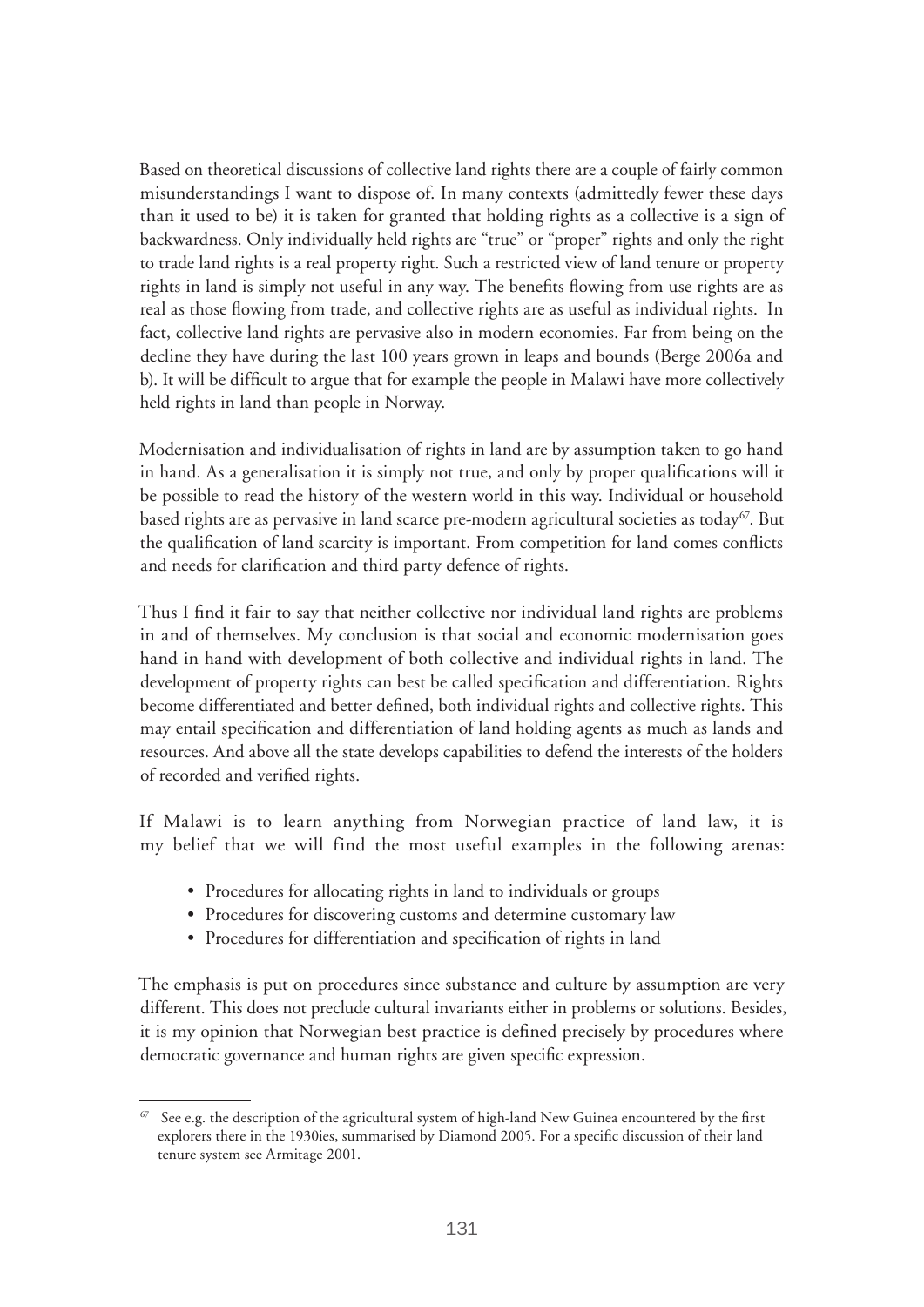Based on theoretical discussions of collective land rights there are a couple of fairly common misunderstandings I want to dispose of. In many contexts (admittedly fewer these days than it used to be) it is taken for granted that holding rights as a collective is a sign of backwardness. Only individually held rights are "true" or "proper" rights and only the right to trade land rights is a real property right. Such a restricted view of land tenure or property rights in land is simply not useful in any way. The benefits flowing from use rights are as real as those flowing from trade, and collective rights are as useful as individual rights. In fact, collective land rights are pervasive also in modern economies. Far from being on the decline they have during the last 100 years grown in leaps and bounds (Berge 2006a and b). It will be difficult to argue that for example the people in Malawi have more collectively held rights in land than people in Norway.

Modernisation and individualisation of rights in land are by assumption taken to go hand in hand. As a generalisation it is simply not true, and only by proper qualifications will it be possible to read the history of the western world in this way. Individual or household based rights are as pervasive in land scarce pre-modern agricultural societies as today[67]. But the qualification of land scarcity is important. From competition for land comes conflicts and needs for clarification and third party defence of rights.

Thus I find it fair to say that neither collective nor individual land rights are problems in and of themselves. My conclusion is that social and economic modernisation goes hand in hand with development of both collective and individual rights in land. The development of property rights can best be called specification and differentiation. Rights become differentiated and better defined, both individual rights and collective rights. This may entail specification and differentiation of land holding agents as much as lands and resources. And above all the state develops capabilities to defend the interests of the holders of recorded and verified rights.

If Malawi is to learn anything from Norwegian practice of land law, it is my belief that we will find the most useful examples in the following arenas:

- Procedures for allocating rights in land to individuals or groups
- Procedures for discovering customs and determine customary law
- Procedures for differentiation and specification of rights in land

The emphasis is put on procedures since substance and culture by assumption are very different. This does not preclude cultural invariants either in problems or solutions. Besides, it is my opinion that Norwegian best practice is defined precisely by procedures where democratic governance and human rights are given specific expression.

---

[67] See e.g. the description of the agricultural system of high-land New Guinea encountered by the first explorers there in the 1930ies, summarised by Diamond 2005. For a specific discussion of their land tenure system see Armitage 2001.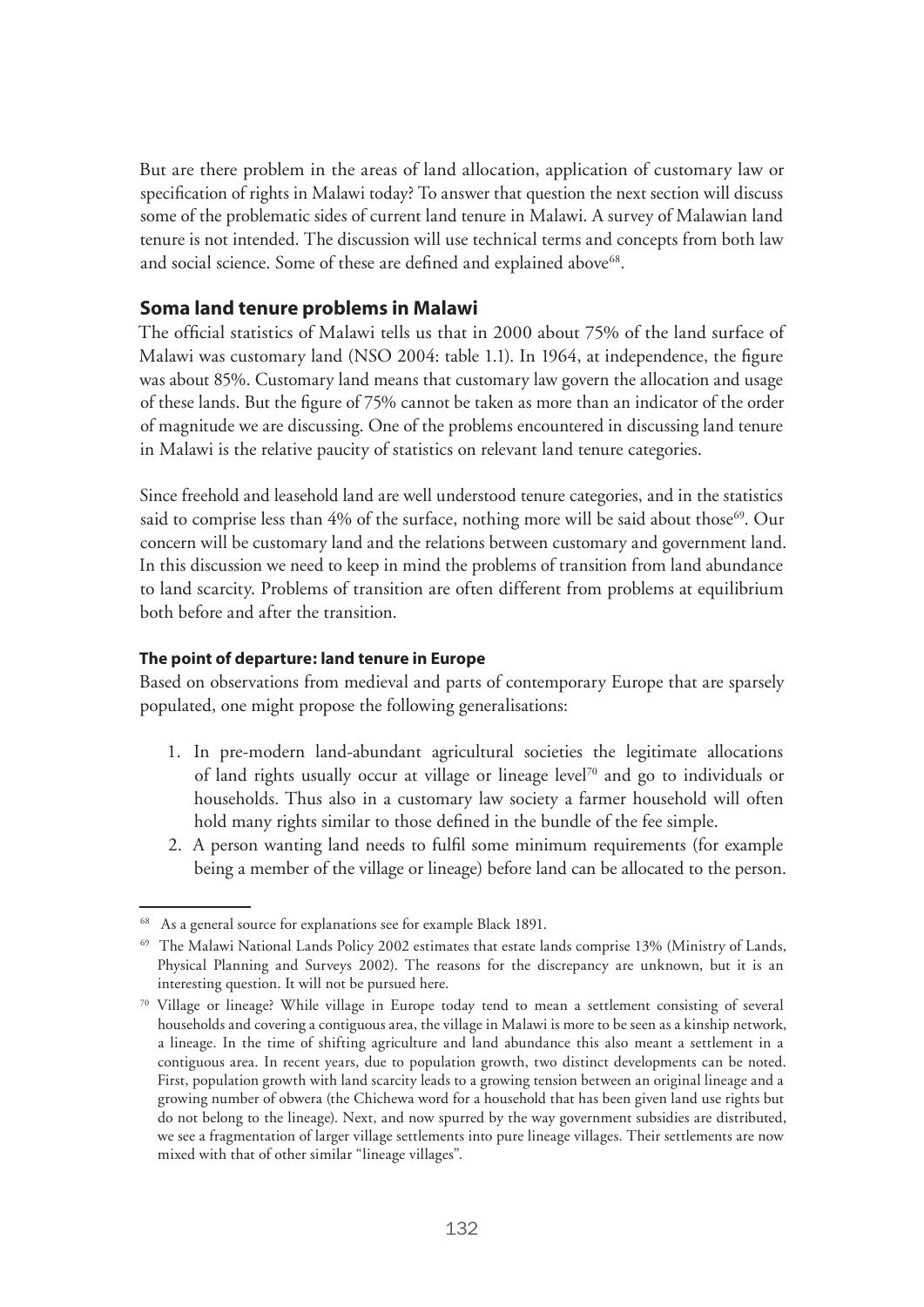But are there problem in the areas of land allocation, application of customary law or specification of rights in Malawi today? To answer that question the next section will discuss some of the problematic sides of current land tenure in Malawi. A survey of Malawian land tenure is not intended. The discussion will use technical terms and concepts from both law and social science. Some of these are defined and explained above[68].

## Soma land tenure problems in Malawi

The official statistics of Malawi tells us that in 2000 about 75% of the land surface of Malawi was customary land (NSO 2004: table 1.1). In 1964, at independence, the figure was about 85%. Customary land means that customary law govern the allocation and usage of these lands. But the figure of 75% cannot be taken as more than an indicator of the order of magnitude we are discussing. One of the problems encountered in discussing land tenure in Malawi is the relative paucity of statistics on relevant land tenure categories.

Since freehold and leasehold land are well understood tenure categories, and in the statistics said to comprise less than 4% of the surface, nothing more will be said about those[69]. Our concern will be customary land and the relations between customary and government land. In this discussion we need to keep in mind the problems of transition from land abundance to land scarcity. Problems of transition are often different from problems at equilibrium both before and after the transition.

### The point of departure: land tenure in Europe

Based on observations from medieval and parts of contemporary Europe that are sparsely populated, one might propose the following generalisations:

1. In pre-modern land-abundant agricultural societies the legitimate allocations of land rights usually occur at village or lineage level[70] and go to individuals or households. Thus also in a customary law society a farmer household will often hold many rights similar to those defined in the bundle of the fee simple.
2. A person wanting land needs to fulfil some minimum requirements (for example being a member of the village or lineage) before land can be allocated to the person.

---

[68] As a general source for explanations see for example Black 1891.

[69] The Malawi National Lands Policy 2002 estimates that estate lands comprise 13% (Ministry of Lands, Physical Planning and Surveys 2002). The reasons for the discrepancy are unknown, but it is an interesting question. It will not be pursued here.

[70] Village or lineage? While village in Europe today tend to mean a settlement consisting of several households and covering a contiguous area, the village in Malawi is more to be seen as a kinship network, a lineage. In the time of shifting agriculture and land abundance this also meant a settlement in a contiguous area. In recent years, due to population growth, two distinct developments can be noted. First, population growth with land scarcity leads to a growing tension between an original lineage and a growing number of obwera (the Chichewa word for a household that has been given land use rights but do not belong to the lineage). Next, and now spurred by the way government subsidies are distributed, we see a fragmentation of larger village settlements into pure lineage villages. Their settlements are now mixed with that of other similar "lineage villages".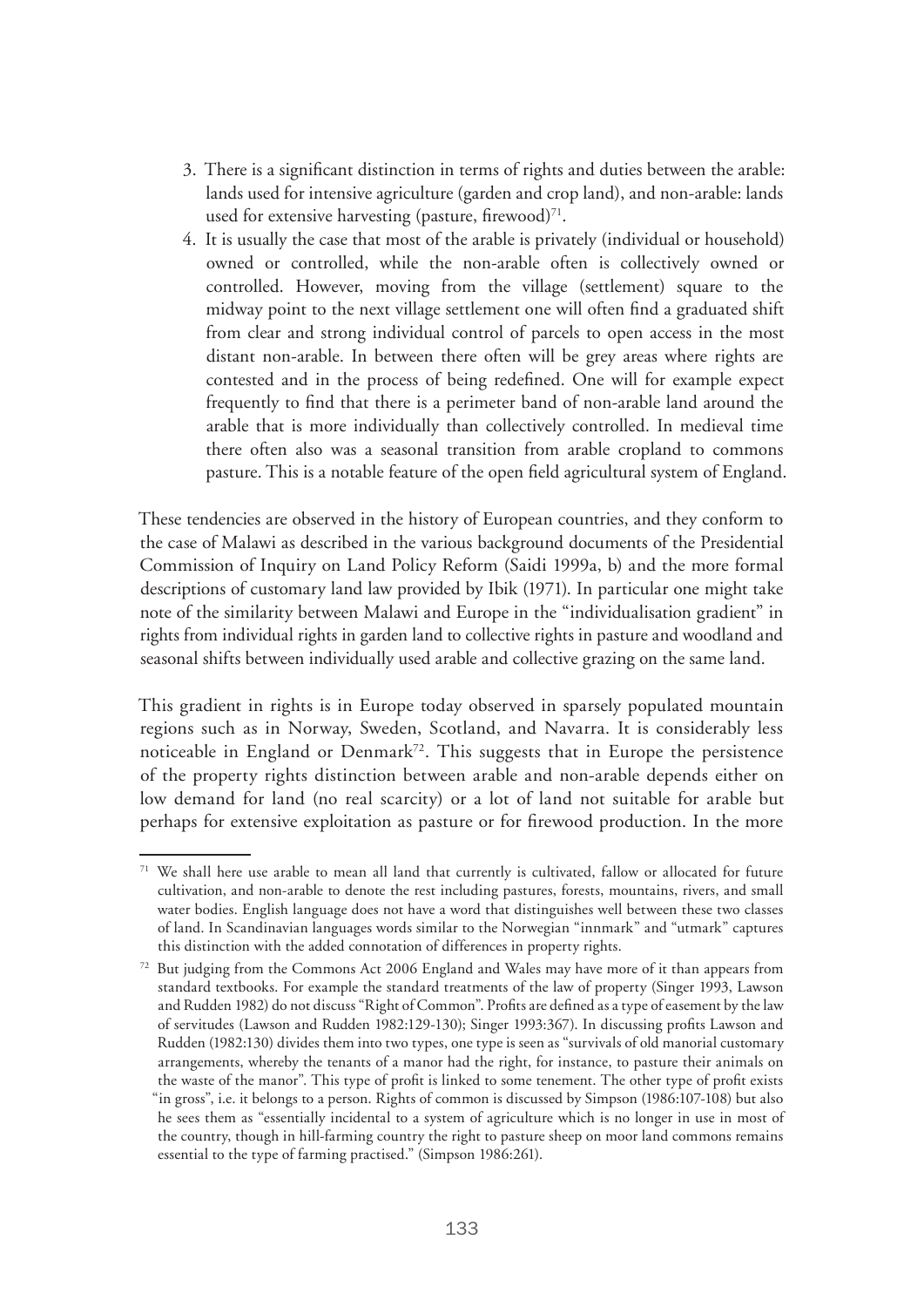3. There is a significant distinction in terms of rights and duties between the arable: lands used for intensive agriculture (garden and crop land), and non-arable: lands used for extensive harvesting (pasture, firewood)[71].
4. It is usually the case that most of the arable is privately (individual or household) owned or controlled, while the non-arable often is collectively owned or controlled. However, moving from the village (settlement) square to the midway point to the next village settlement one will often find a graduated shift from clear and strong individual control of parcels to open access in the most distant non-arable. In between there often will be grey areas where rights are contested and in the process of being redefined. One will for example expect frequently to find that there is a perimeter band of non-arable land around the arable that is more individually than collectively controlled. In medieval time there often also was a seasonal transition from arable cropland to commons pasture. This is a notable feature of the open field agricultural system of England.

These tendencies are observed in the history of European countries, and they conform to the case of Malawi as described in the various background documents of the Presidential Commission of Inquiry on Land Policy Reform (Saidi 1999a, b) and the more formal descriptions of customary land law provided by Ibik (1971). In particular one might take note of the similarity between Malawi and Europe in the "individualisation gradient" in rights from individual rights in garden land to collective rights in pasture and woodland and seasonal shifts between individually used arable and collective grazing on the same land.

This gradient in rights is in Europe today observed in sparsely populated mountain regions such as in Norway, Sweden, Scotland, and Navarra. It is considerably less noticeable in England or Denmark[72]. This suggests that in Europe the persistence of the property rights distinction between arable and non-arable depends either on low demand for land (no real scarcity) or a lot of land not suitable for arable but perhaps for extensive exploitation as pasture or for firewood production. In the more

---

[71] We shall here use arable to mean all land that currently is cultivated, fallow or allocated for future cultivation, and non-arable to denote the rest including pastures, forests, mountains, rivers, and small water bodies. English language does not have a word that distinguishes well between these two classes of land. In Scandinavian languages words similar to the Norwegian "innmark" and "utmark" captures this distinction with the added connotation of differences in property rights.

[72] But judging from the Commons Act 2006 England and Wales may have more of it than appears from standard textbooks. For example the standard treatments of the law of property (Singer 1993, Lawson and Rudden 1982) do not discuss "Right of Common". Profits are defined as a type of easement by the law of servitudes (Lawson and Rudden 1982:129-130); Singer 1993:367). In discussing profits Lawson and Rudden (1982:130) divides them into two types, one type is seen as "survivals of old manorial customary arrangements, whereby the tenants of a manor had the right, for instance, to pasture their animals on the waste of the manor". This type of profit is linked to some tenement. The other type of profit exists "in gross", i.e. it belongs to a person. Rights of common is discussed by Simpson (1986:107-108) but also he sees them as "essentially incidental to a system of agriculture which is no longer in use in most of the country, though in hill-farming country the right to pasture sheep on moor land commons remains essential to the type of farming practised." (Simpson 1986:261).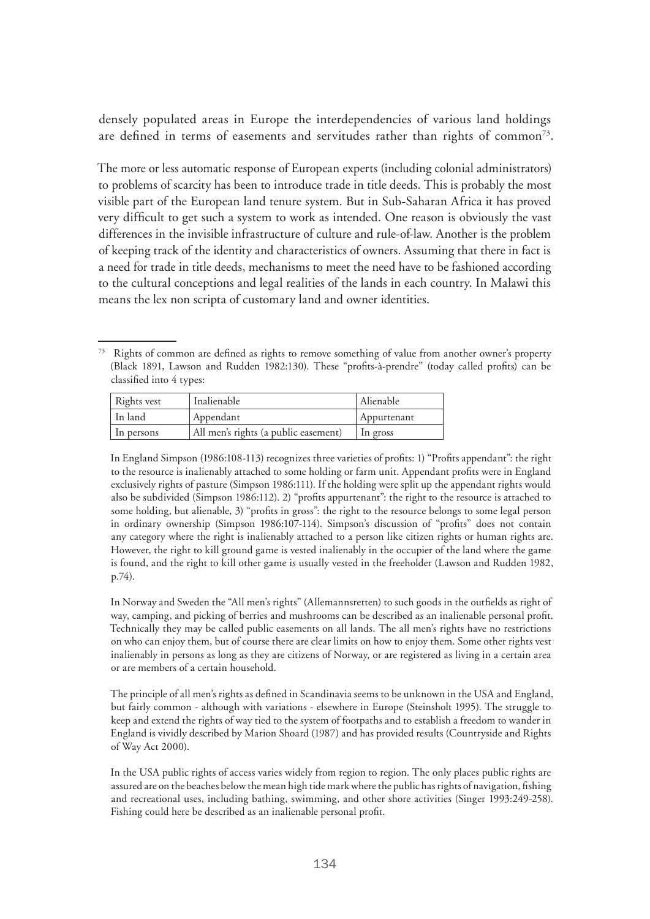densely populated areas in Europe the interdependencies of various land holdings are defined in terms of easements and servitudes rather than rights of common[73].

The more or less automatic response of European experts (including colonial administrators) to problems of scarcity has been to introduce trade in title deeds. This is probably the most visible part of the European land tenure system. But in Sub-Saharan Africa it has proved very difficult to get such a system to work as intended. One reason is obviously the vast differences in the invisible infrastructure of culture and rule-of-law. Another is the problem of keeping track of the identity and characteristics of owners. Assuming that there in fact is a need for trade in title deeds, mechanisms to meet the need have to be fashioned according to the cultural conceptions and legal realities of the lands in each country. In Malawi this means the lex non scripta of customary land and owner identities.

---

[73] Rights of common are defined as rights to remove something of value from another owner's property (Black 1891, Lawson and Rudden 1982:130). These "profits-à-prendre" (today called profits) can be classified into 4 types:

| Rights vest | Inalienable | Alienable |
|---|---|---|
| In land | Appendant | Appurtenant |
| In persons | All men's rights (a public easement) | In gross |

In England Simpson (1986:108-113) recognizes three varieties of profits: 1) "Profits appendant": the right to the resource is inalienably attached to some holding or farm unit. Appendant profits were in England exclusively rights of pasture (Simpson 1986:111). If the holding were split up the appendant rights would also be subdivided (Simpson 1986:112). 2) "profits appurtenant": the right to the resource is attached to some holding, but alienable, 3) "profits in gross": the right to the resource belongs to some legal person in ordinary ownership (Simpson 1986:107-114). Simpson's discussion of "profits" does not contain any category where the right is inalienably attached to a person like citizen rights or human rights are. However, the right to kill ground game is vested inalienably in the occupier of the land where the game is found, and the right to kill other game is usually vested in the freeholder (Lawson and Rudden 1982, p.74).

In Norway and Sweden the "All men's rights" (Allemannsretten) to such goods in the outfields as right of way, camping, and picking of berries and mushrooms can be described as an inalienable personal profit. Technically they may be called public easements on all lands. The all men's rights have no restrictions on who can enjoy them, but of course there are clear limits on how to enjoy them. Some other rights vest inalienably in persons as long as they are citizens of Norway, or are registered as living in a certain area or are members of a certain household.

The principle of all men's rights as defined in Scandinavia seems to be unknown in the USA and England, but fairly common - although with variations - elsewhere in Europe (Steinsholt 1995). The struggle to keep and extend the rights of way tied to the system of footpaths and to establish a freedom to wander in England is vividly described by Marion Shoard (1987) and has provided results (Countryside and Rights of Way Act 2000).

In the USA public rights of access varies widely from region to region. The only places public rights are assured are on the beaches below the mean high tide mark where the public has rights of navigation, fishing and recreational uses, including bathing, swimming, and other shore activities (Singer 1993:249-258). Fishing could here be described as an inalienable personal profit.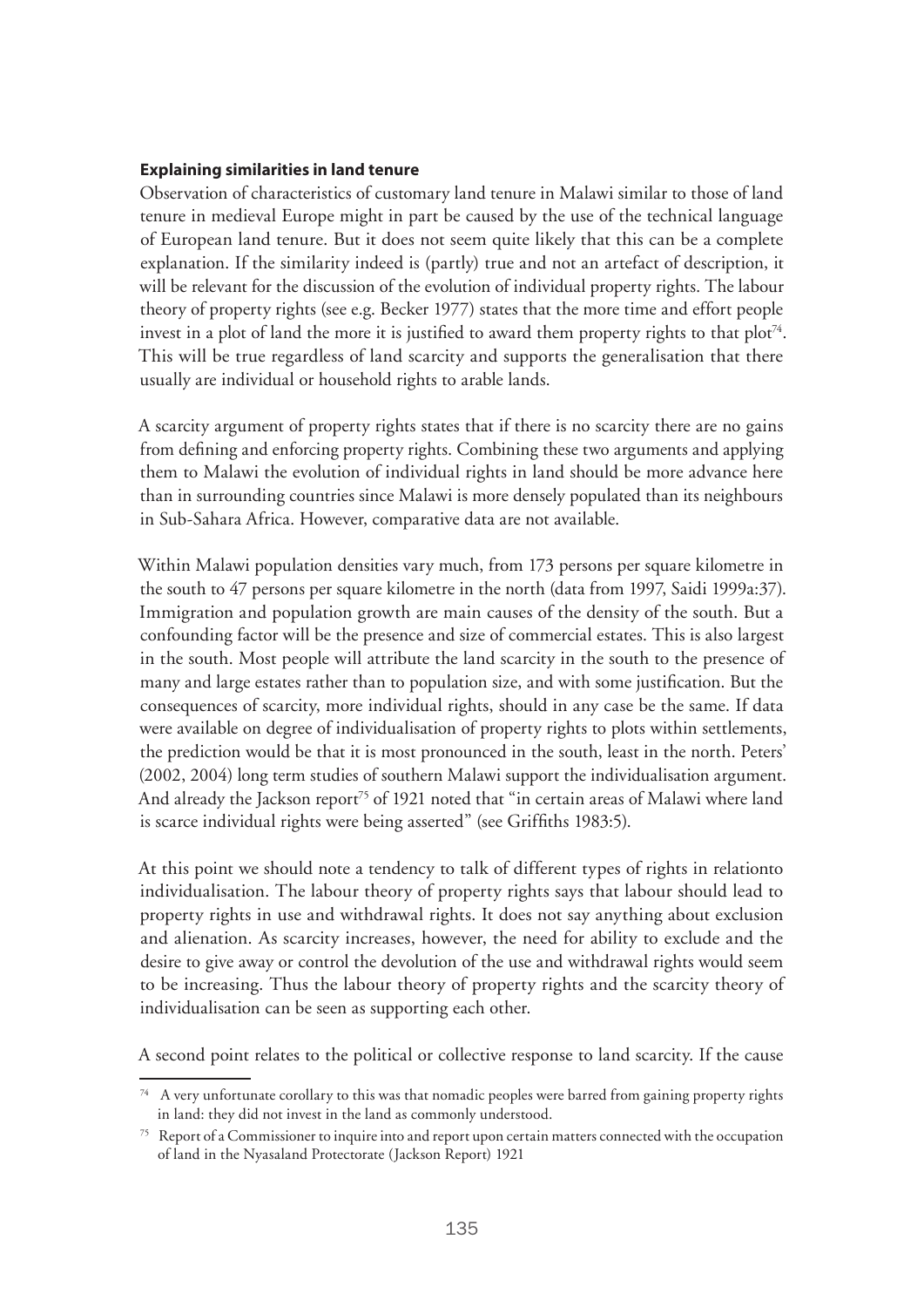**Explaining similarities in land tenure**

Observation of characteristics of customary land tenure in Malawi similar to those of land tenure in medieval Europe might in part be caused by the use of the technical language of European land tenure. But it does not seem quite likely that this can be a complete explanation. If the similarity indeed is (partly) true and not an artefact of description, it will be relevant for the discussion of the evolution of individual property rights. The labour theory of property rights (see e.g. Becker 1977) states that the more time and effort people invest in a plot of land the more it is justified to award them property rights to that plot[74]. This will be true regardless of land scarcity and supports the generalisation that there usually are individual or household rights to arable lands.

A scarcity argument of property rights states that if there is no scarcity there are no gains from defining and enforcing property rights. Combining these two arguments and applying them to Malawi the evolution of individual rights in land should be more advance here than in surrounding countries since Malawi is more densely populated than its neighbours in Sub-Sahara Africa. However, comparative data are not available.

Within Malawi population densities vary much, from 173 persons per square kilometre in the south to 47 persons per square kilometre in the north (data from 1997, Saidi 1999a:37). Immigration and population growth are main causes of the density of the south. But a confounding factor will be the presence and size of commercial estates. This is also largest in the south. Most people will attribute the land scarcity in the south to the presence of many and large estates rather than to population size, and with some justification. But the consequences of scarcity, more individual rights, should in any case be the same. If data were available on degree of individualisation of property rights to plots within settlements, the prediction would be that it is most pronounced in the south, least in the north. Peters' (2002, 2004) long term studies of southern Malawi support the individualisation argument. And already the Jackson report[75] of 1921 noted that "in certain areas of Malawi where land is scarce individual rights were being asserted" (see Griffiths 1983:5).

At this point we should note a tendency to talk of different types of rights in relationto individualisation. The labour theory of property rights says that labour should lead to property rights in use and withdrawal rights. It does not say anything about exclusion and alienation. As scarcity increases, however, the need for ability to exclude and the desire to give away or control the devolution of the use and withdrawal rights would seem to be increasing. Thus the labour theory of property rights and the scarcity theory of individualisation can be seen as supporting each other.

A second point relates to the political or collective response to land scarcity. If the cause

---

[74] A very unfortunate corollary to this was that nomadic peoples were barred from gaining property rights in land: they did not invest in the land as commonly understood.

[75] Report of a Commissioner to inquire into and report upon certain matters connected with the occupation of land in the Nyasaland Protectorate (Jackson Report) 1921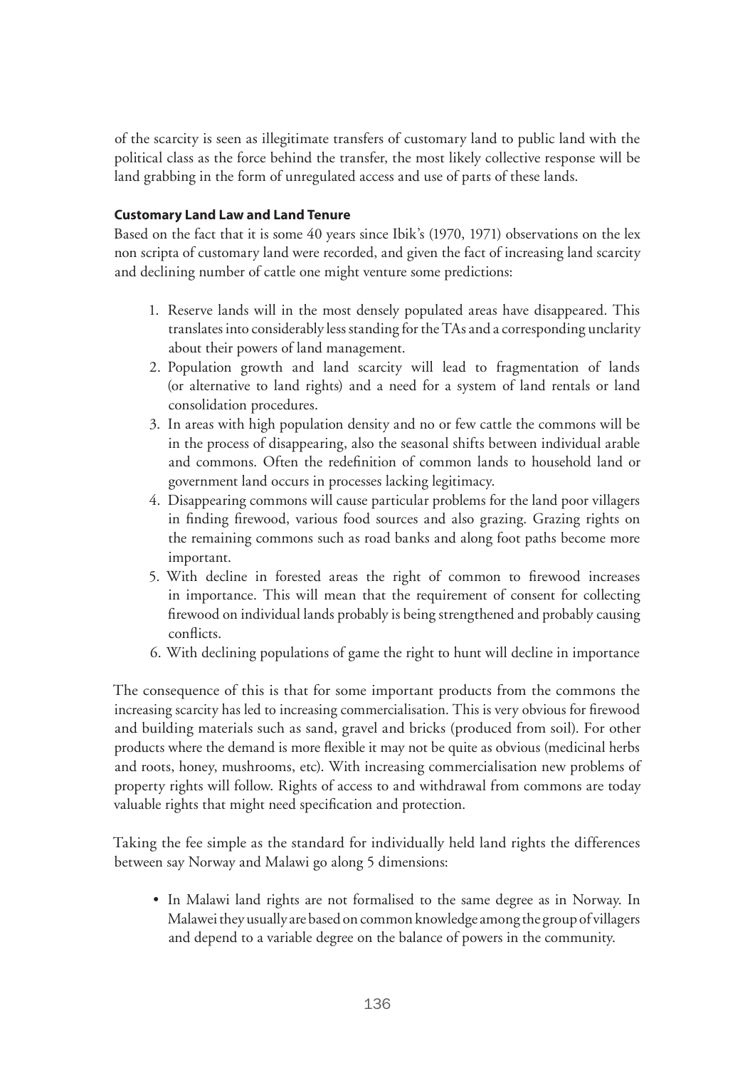of the scarcity is seen as illegitimate transfers of customary land to public land with the political class as the force behind the transfer, the most likely collective response will be land grabbing in the form of unregulated access and use of parts of these lands.

#### Customary Land Law and Land Tenure

Based on the fact that it is some 40 years since Ibik's (1970, 1971) observations on the lex non scripta of customary land were recorded, and given the fact of increasing land scarcity and declining number of cattle one might venture some predictions:

1. Reserve lands will in the most densely populated areas have disappeared. This translates into considerably less standing for the TAs and a corresponding unclarity about their powers of land management.
2. Population growth and land scarcity will lead to fragmentation of lands (or alternative to land rights) and a need for a system of land rentals or land consolidation procedures.
3. In areas with high population density and no or few cattle the commons will be in the process of disappearing, also the seasonal shifts between individual arable and commons. Often the redefinition of common lands to household land or government land occurs in processes lacking legitimacy.
4. Disappearing commons will cause particular problems for the land poor villagers in finding firewood, various food sources and also grazing. Grazing rights on the remaining commons such as road banks and along foot paths become more important.
5. With decline in forested areas the right of common to firewood increases in importance. This will mean that the requirement of consent for collecting firewood on individual lands probably is being strengthened and probably causing conflicts.
6. With declining populations of game the right to hunt will decline in importance

The consequence of this is that for some important products from the commons the increasing scarcity has led to increasing commercialisation. This is very obvious for firewood and building materials such as sand, gravel and bricks (produced from soil). For other products where the demand is more flexible it may not be quite as obvious (medicinal herbs and roots, honey, mushrooms, etc). With increasing commercialisation new problems of property rights will follow. Rights of access to and withdrawal from commons are today valuable rights that might need specification and protection.

Taking the fee simple as the standard for individually held land rights the differences between say Norway and Malawi go along 5 dimensions:

- In Malawi land rights are not formalised to the same degree as in Norway. In Malawei they usually are based on common knowledge among the group of villagers and depend to a variable degree on the balance of powers in the community.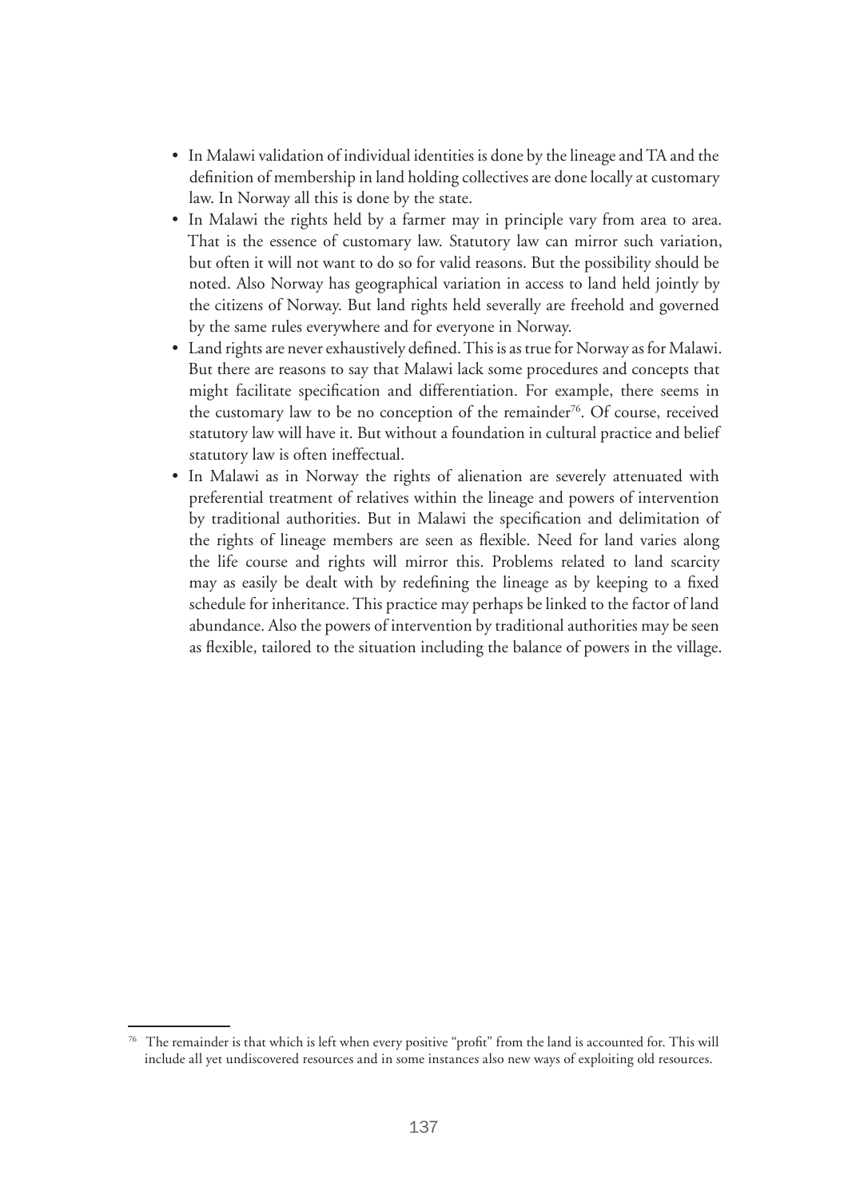- In Malawi validation of individual identities is done by the lineage and TA and the definition of membership in land holding collectives are done locally at customary law. In Norway all this is done by the state.
- In Malawi the rights held by a farmer may in principle vary from area to area. That is the essence of customary law. Statutory law can mirror such variation, but often it will not want to do so for valid reasons. But the possibility should be noted. Also Norway has geographical variation in access to land held jointly by the citizens of Norway. But land rights held severally are freehold and governed by the same rules everywhere and for everyone in Norway.
- Land rights are never exhaustively defined. This is as true for Norway as for Malawi. But there are reasons to say that Malawi lack some procedures and concepts that might facilitate specification and differentiation. For example, there seems in the customary law to be no conception of the remainder[76]. Of course, received statutory law will have it. But without a foundation in cultural practice and belief statutory law is often ineffectual.
- In Malawi as in Norway the rights of alienation are severely attenuated with preferential treatment of relatives within the lineage and powers of intervention by traditional authorities. But in Malawi the specification and delimitation of the rights of lineage members are seen as flexible. Need for land varies along the life course and rights will mirror this. Problems related to land scarcity may as easily be dealt with by redefining the lineage as by keeping to a fixed schedule for inheritance. This practice may perhaps be linked to the factor of land abundance. Also the powers of intervention by traditional authorities may be seen as flexible, tailored to the situation including the balance of powers in the village.

---

[76] The remainder is that which is left when every positive "profit" from the land is accounted for. This will include all yet undiscovered resources and in some instances also new ways of exploiting old resources.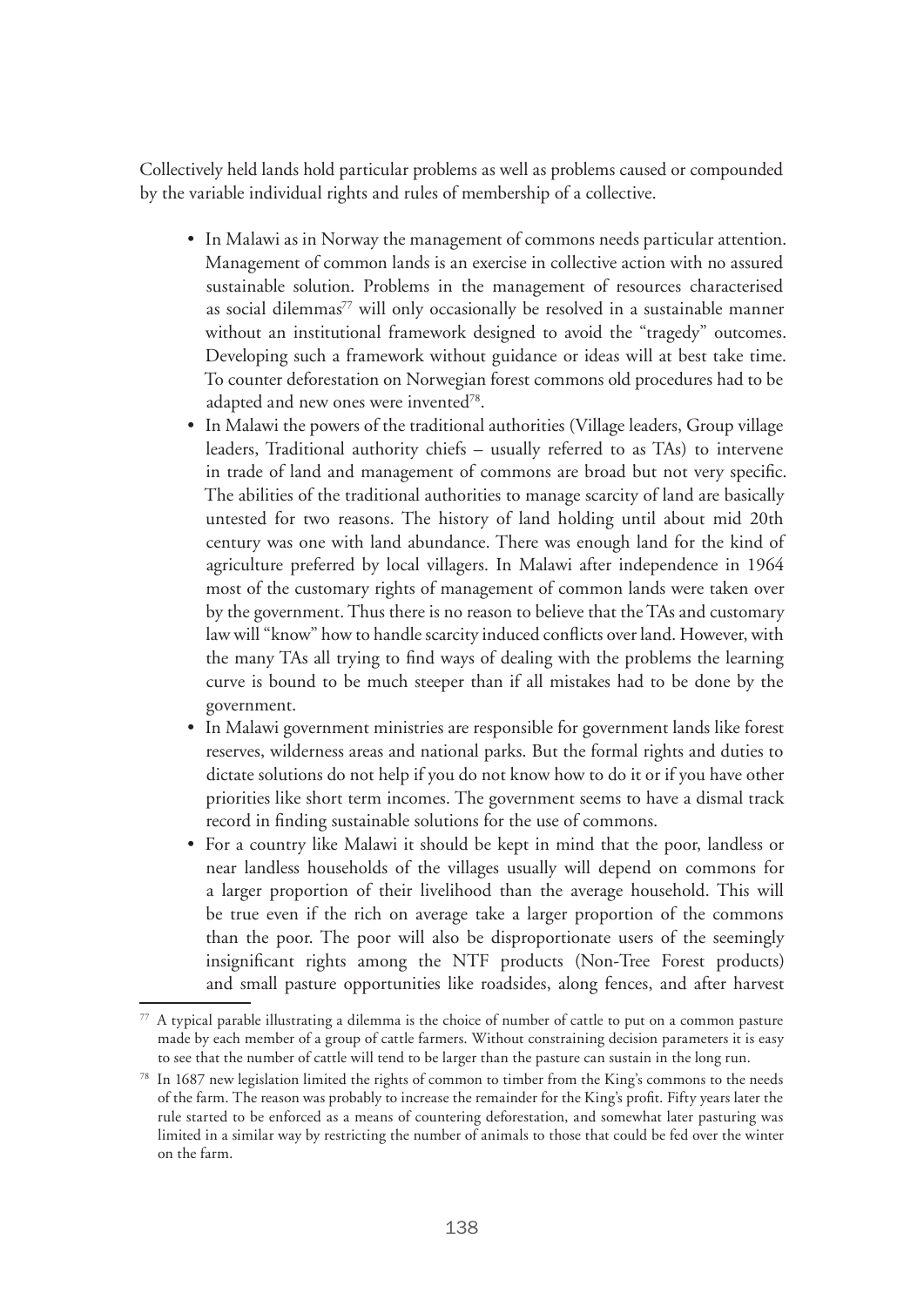Collectively held lands hold particular problems as well as problems caused or compounded by the variable individual rights and rules of membership of a collective.

- In Malawi as in Norway the management of commons needs particular attention. Management of common lands is an exercise in collective action with no assured sustainable solution. Problems in the management of resources characterised as social dilemmas[77] will only occasionally be resolved in a sustainable manner without an institutional framework designed to avoid the "tragedy" outcomes. Developing such a framework without guidance or ideas will at best take time. To counter deforestation on Norwegian forest commons old procedures had to be adapted and new ones were invented[78].
- In Malawi the powers of the traditional authorities (Village leaders, Group village leaders, Traditional authority chiefs – usually referred to as TAs) to intervene in trade of land and management of commons are broad but not very specific. The abilities of the traditional authorities to manage scarcity of land are basically untested for two reasons. The history of land holding until about mid 20th century was one with land abundance. There was enough land for the kind of agriculture preferred by local villagers. In Malawi after independence in 1964 most of the customary rights of management of common lands were taken over by the government. Thus there is no reason to believe that the TAs and customary law will "know" how to handle scarcity induced conflicts over land. However, with the many TAs all trying to find ways of dealing with the problems the learning curve is bound to be much steeper than if all mistakes had to be done by the government.
- In Malawi government ministries are responsible for government lands like forest reserves, wilderness areas and national parks. But the formal rights and duties to dictate solutions do not help if you do not know how to do it or if you have other priorities like short term incomes. The government seems to have a dismal track record in finding sustainable solutions for the use of commons.
- For a country like Malawi it should be kept in mind that the poor, landless or near landless households of the villages usually will depend on commons for a larger proportion of their livelihood than the average household. This will be true even if the rich on average take a larger proportion of the commons than the poor. The poor will also be disproportionate users of the seemingly insignificant rights among the NTF products (Non-Tree Forest products) and small pasture opportunities like roadsides, along fences, and after harvest

---

[77] A typical parable illustrating a dilemma is the choice of number of cattle to put on a common pasture made by each member of a group of cattle farmers. Without constraining decision parameters it is easy to see that the number of cattle will tend to be larger than the pasture can sustain in the long run.

[78] In 1687 new legislation limited the rights of common to timber from the King's commons to the needs of the farm. The reason was probably to increase the remainder for the King's profit. Fifty years later the rule started to be enforced as a means of countering deforestation, and somewhat later pasturing was limited in a similar way by restricting the number of animals to those that could be fed over the winter on the farm.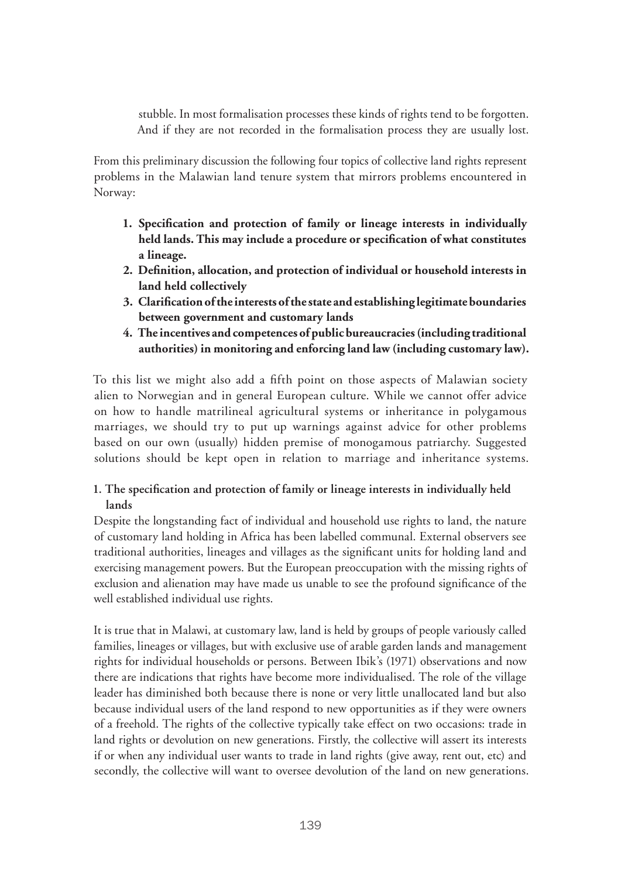> stubble. In most formalisation processes these kinds of rights tend to be forgotten. And if they are not recorded in the formalisation process they are usually lost.

From this preliminary discussion the following four topics of collective land rights represent problems in the Malawian land tenure system that mirrors problems encountered in Norway:

1. **Specification and protection of family or lineage interests in individually held lands. This may include a procedure or specification of what constitutes a lineage.**
2. **Definition, allocation, and protection of individual or household interests in land held collectively**
3. **Clarification of the interests of the state and establishing legitimate boundaries between government and customary lands**
4. **The incentives and competences of public bureaucracies (including traditional authorities) in monitoring and enforcing land law (including customary law).**

To this list we might also add a fifth point on those aspects of Malawian society alien to Norwegian and in general European culture. While we cannot offer advice on how to handle matrilineal agricultural systems or inheritance in polygamous marriages, we should try to put up warnings against advice for other problems based on our own (usually) hidden premise of monogamous patriarchy. Suggested solutions should be kept open in relation to marriage and inheritance systems.

**1. The specification and protection of family or lineage interests in individually held lands**

Despite the longstanding fact of individual and household use rights to land, the nature of customary land holding in Africa has been labelled communal. External observers see traditional authorities, lineages and villages as the significant units for holding land and exercising management powers. But the European preoccupation with the missing rights of exclusion and alienation may have made us unable to see the profound significance of the well established individual use rights.

It is true that in Malawi, at customary law, land is held by groups of people variously called families, lineages or villages, but with exclusive use of arable garden lands and management rights for individual households or persons. Between Ibik's (1971) observations and now there are indications that rights have become more individualised. The role of the village leader has diminished both because there is none or very little unallocated land but also because individual users of the land respond to new opportunities as if they were owners of a freehold. The rights of the collective typically take effect on two occasions: trade in land rights or devolution on new generations. Firstly, the collective will assert its interests if or when any individual user wants to trade in land rights (give away, rent out, etc) and secondly, the collective will want to oversee devolution of the land on new generations.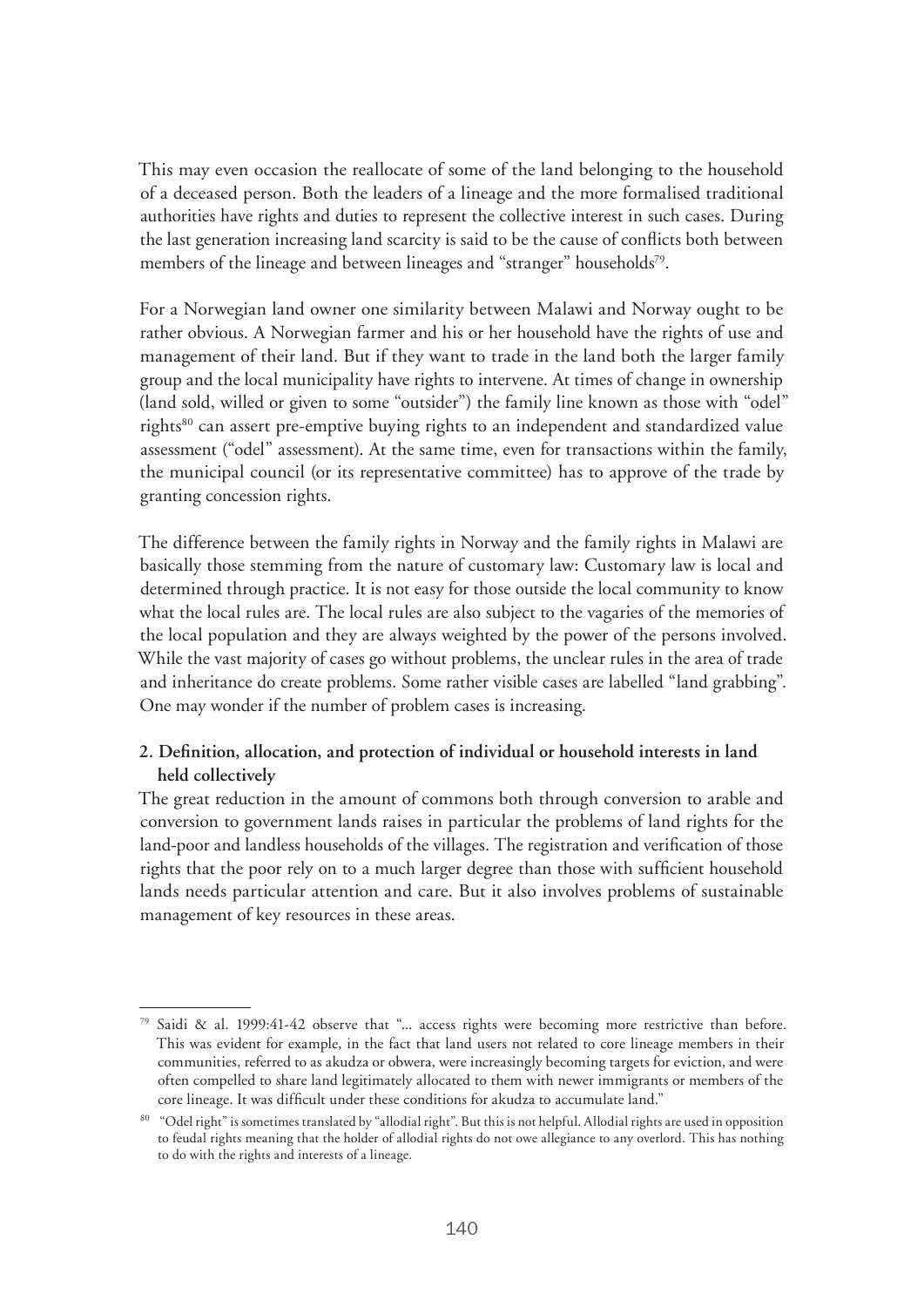This may even occasion the reallocate of some of the land belonging to the household of a deceased person. Both the leaders of a lineage and the more formalised traditional authorities have rights and duties to represent the collective interest in such cases. During the last generation increasing land scarcity is said to be the cause of conflicts both between members of the lineage and between lineages and "stranger" households[79].

For a Norwegian land owner one similarity between Malawi and Norway ought to be rather obvious. A Norwegian farmer and his or her household have the rights of use and management of their land. But if they want to trade in the land both the larger family group and the local municipality have rights to intervene. At times of change in ownership (land sold, willed or given to some "outsider") the family line known as those with "odel" rights[80] can assert pre-emptive buying rights to an independent and standardized value assessment ("odel" assessment). At the same time, even for transactions within the family, the municipal council (or its representative committee) has to approve of the trade by granting concession rights.

The difference between the family rights in Norway and the family rights in Malawi are basically those stemming from the nature of customary law: Customary law is local and determined through practice. It is not easy for those outside the local community to know what the local rules are. The local rules are also subject to the vagaries of the memories of the local population and they are always weighted by the power of the persons involved. While the vast majority of cases go without problems, the unclear rules in the area of trade and inheritance do create problems. Some rather visible cases are labelled "land grabbing". One may wonder if the number of problem cases is increasing.

**2. Definition, allocation, and protection of individual or household interests in land held collectively**

The great reduction in the amount of commons both through conversion to arable and conversion to government lands raises in particular the problems of land rights for the land-poor and landless households of the villages. The registration and verification of those rights that the poor rely on to a much larger degree than those with sufficient household lands needs particular attention and care. But it also involves problems of sustainable management of key resources in these areas.

---

[79] Saidi & al. 1999:41-42 observe that "... access rights were becoming more restrictive than before. This was evident for example, in the fact that land users not related to core lineage members in their communities, referred to as akudza or obwera, were increasingly becoming targets for eviction, and were often compelled to share land legitimately allocated to them with newer immigrants or members of the core lineage. It was difficult under these conditions for akudza to accumulate land."

[80] "Odel right" is sometimes translated by "allodial right". But this is not helpful. Allodial rights are used in opposition to feudal rights meaning that the holder of allodial rights do not owe allegiance to any overlord. This has nothing to do with the rights and interests of a lineage.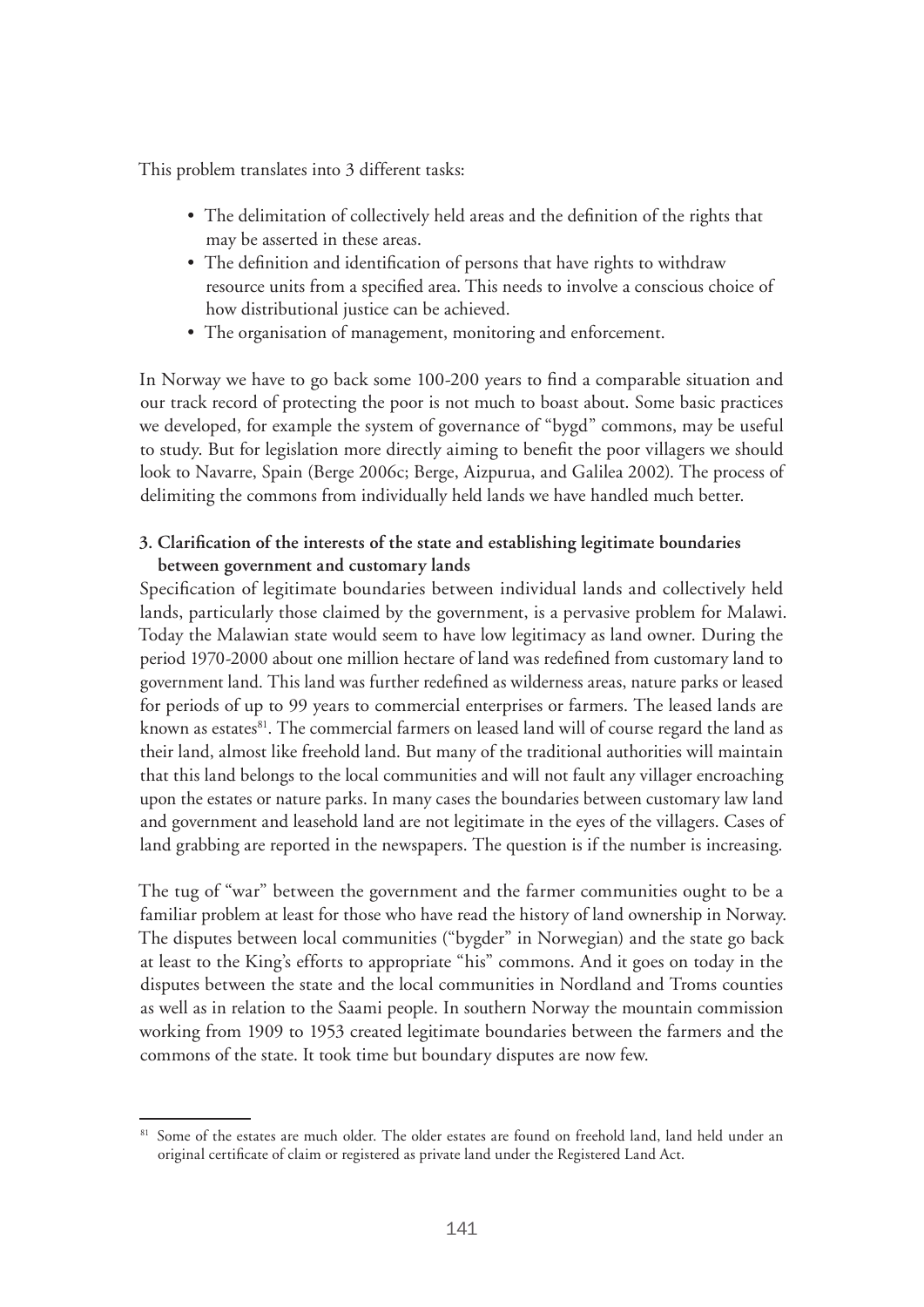This problem translates into 3 different tasks:

- The delimitation of collectively held areas and the definition of the rights that may be asserted in these areas.
- The definition and identification of persons that have rights to withdraw resource units from a specified area. This needs to involve a conscious choice of how distributional justice can be achieved.
- The organisation of management, monitoring and enforcement.

In Norway we have to go back some 100-200 years to find a comparable situation and our track record of protecting the poor is not much to boast about. Some basic practices we developed, for example the system of governance of "bygd" commons, may be useful to study. But for legislation more directly aiming to benefit the poor villagers we should look to Navarre, Spain (Berge 2006c; Berge, Aizpurua, and Galilea 2002). The process of delimiting the commons from individually held lands we have handled much better.

**3. Clarification of the interests of the state and establishing legitimate boundaries between government and customary lands**

Specification of legitimate boundaries between individual lands and collectively held lands, particularly those claimed by the government, is a pervasive problem for Malawi. Today the Malawian state would seem to have low legitimacy as land owner. During the period 1970-2000 about one million hectare of land was redefined from customary land to government land. This land was further redefined as wilderness areas, nature parks or leased for periods of up to 99 years to commercial enterprises or farmers. The leased lands are known as estates[81]. The commercial farmers on leased land will of course regard the land as their land, almost like freehold land. But many of the traditional authorities will maintain that this land belongs to the local communities and will not fault any villager encroaching upon the estates or nature parks. In many cases the boundaries between customary law land and government and leasehold land are not legitimate in the eyes of the villagers. Cases of land grabbing are reported in the newspapers. The question is if the number is increasing.

The tug of "war" between the government and the farmer communities ought to be a familiar problem at least for those who have read the history of land ownership in Norway. The disputes between local communities ("bygder" in Norwegian) and the state go back at least to the King's efforts to appropriate "his" commons. And it goes on today in the disputes between the state and the local communities in Nordland and Troms counties as well as in relation to the Saami people. In southern Norway the mountain commission working from 1909 to 1953 created legitimate boundaries between the farmers and the commons of the state. It took time but boundary disputes are now few.

---

[81] Some of the estates are much older. The older estates are found on freehold land, land held under an original certificate of claim or registered as private land under the Registered Land Act.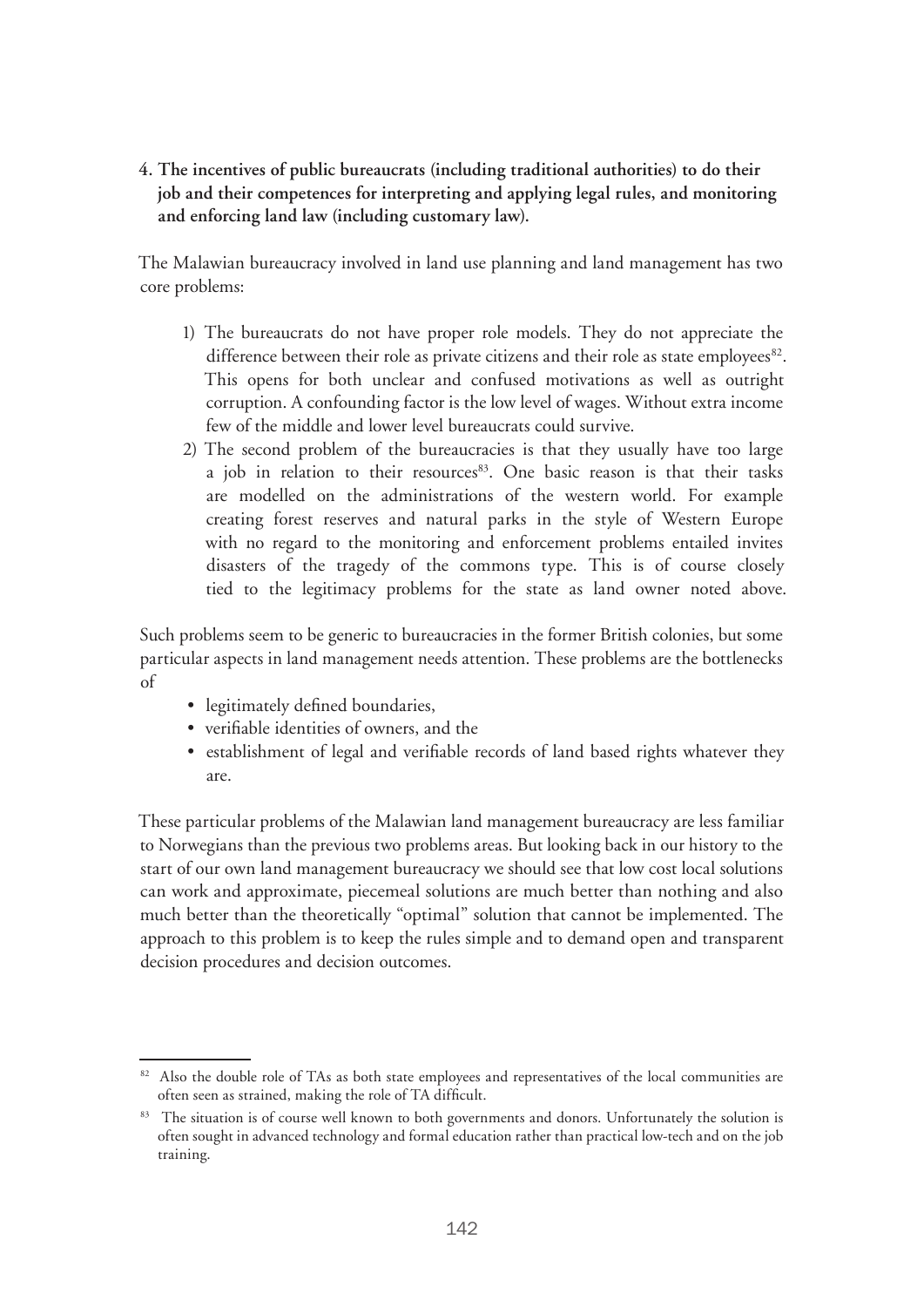4. **The incentives of public bureaucrats (including traditional authorities) to do their job and their competences for interpreting and applying legal rules, and monitoring and enforcing land law (including customary law).**

The Malawian bureaucracy involved in land use planning and land management has two core problems:

1) The bureaucrats do not have proper role models. They do not appreciate the difference between their role as private citizens and their role as state employees[82]. This opens for both unclear and confused motivations as well as outright corruption. A confounding factor is the low level of wages. Without extra income few of the middle and lower level bureaucrats could survive.
2) The second problem of the bureaucracies is that they usually have too large a job in relation to their resources[83]. One basic reason is that their tasks are modelled on the administrations of the western world. For example creating forest reserves and natural parks in the style of Western Europe with no regard to the monitoring and enforcement problems entailed invites disasters of the tragedy of the commons type. This is of course closely tied to the legitimacy problems for the state as land owner noted above.

Such problems seem to be generic to bureaucracies in the former British colonies, but some particular aspects in land management needs attention. These problems are the bottlenecks of

- legitimately defined boundaries,
- verifiable identities of owners, and the
- establishment of legal and verifiable records of land based rights whatever they are.

These particular problems of the Malawian land management bureaucracy are less familiar to Norwegians than the previous two problems areas. But looking back in our history to the start of our own land management bureaucracy we should see that low cost local solutions can work and approximate, piecemeal solutions are much better than nothing and also much better than the theoretically "optimal" solution that cannot be implemented. The approach to this problem is to keep the rules simple and to demand open and transparent decision procedures and decision outcomes.

---

[82] Also the double role of TAs as both state employees and representatives of the local communities are often seen as strained, making the role of TA difficult.

[83] The situation is of course well known to both governments and donors. Unfortunately the solution is often sought in advanced technology and formal education rather than practical low-tech and on the job training.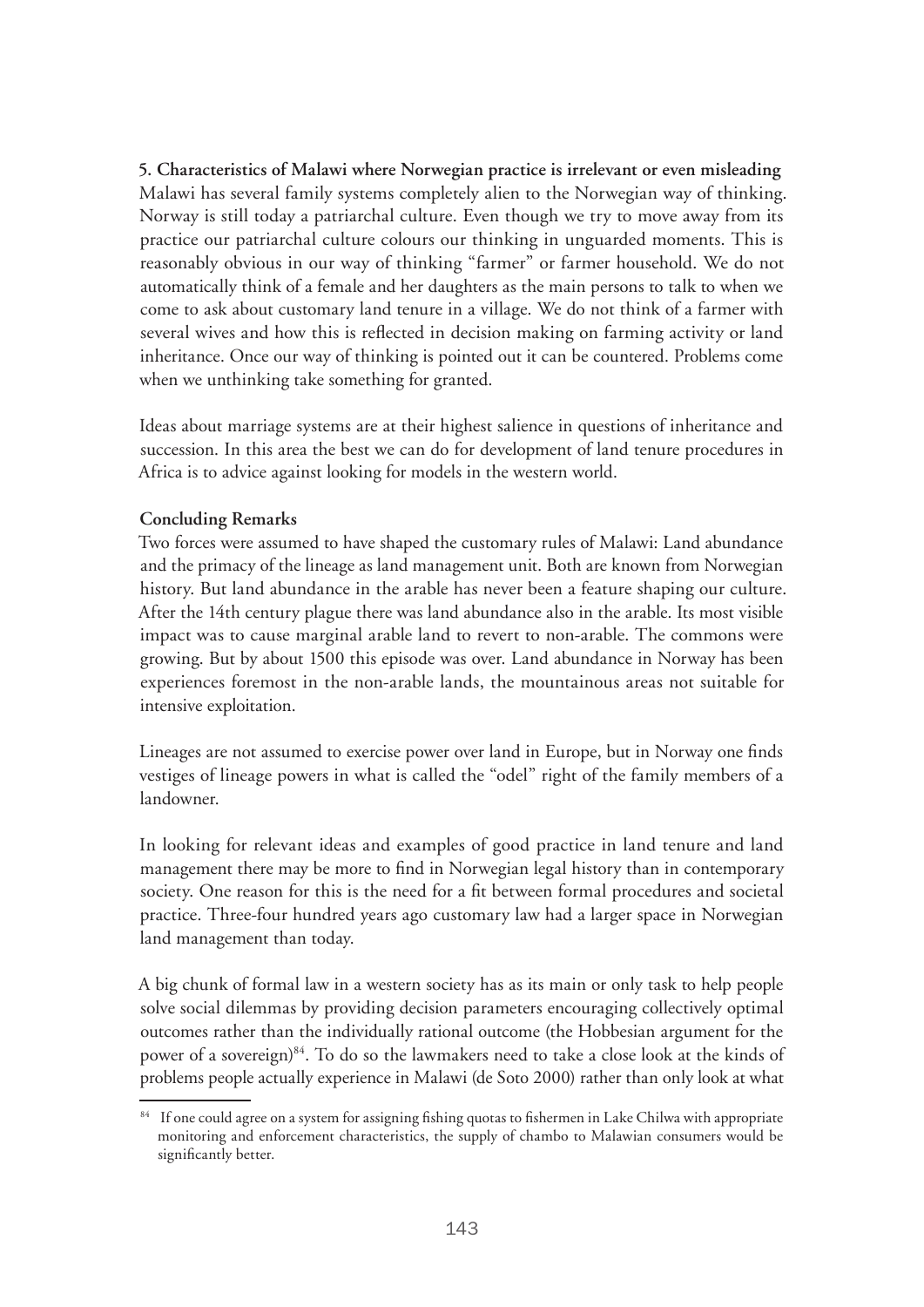**5. Characteristics of Malawi where Norwegian practice is irrelevant or even misleading**

Malawi has several family systems completely alien to the Norwegian way of thinking. Norway is still today a patriarchal culture. Even though we try to move away from its practice our patriarchal culture colours our thinking in unguarded moments. This is reasonably obvious in our way of thinking "farmer" or farmer household. We do not automatically think of a female and her daughters as the main persons to talk to when we come to ask about customary land tenure in a village. We do not think of a farmer with several wives and how this is reflected in decision making on farming activity or land inheritance. Once our way of thinking is pointed out it can be countered. Problems come when we unthinking take something for granted.

Ideas about marriage systems are at their highest salience in questions of inheritance and succession. In this area the best we can do for development of land tenure procedures in Africa is to advice against looking for models in the western world.

**Concluding Remarks**

Two forces were assumed to have shaped the customary rules of Malawi: Land abundance and the primacy of the lineage as land management unit. Both are known from Norwegian history. But land abundance in the arable has never been a feature shaping our culture. After the 14th century plague there was land abundance also in the arable. Its most visible impact was to cause marginal arable land to revert to non-arable. The commons were growing. But by about 1500 this episode was over. Land abundance in Norway has been experiences foremost in the non-arable lands, the mountainous areas not suitable for intensive exploitation.

Lineages are not assumed to exercise power over land in Europe, but in Norway one finds vestiges of lineage powers in what is called the "odel" right of the family members of a landowner.

In looking for relevant ideas and examples of good practice in land tenure and land management there may be more to find in Norwegian legal history than in contemporary society. One reason for this is the need for a fit between formal procedures and societal practice. Three-four hundred years ago customary law had a larger space in Norwegian land management than today.

A big chunk of formal law in a western society has as its main or only task to help people solve social dilemmas by providing decision parameters encouraging collectively optimal outcomes rather than the individually rational outcome (the Hobbesian argument for the power of a sovereign)[84]. To do so the lawmakers need to take a close look at the kinds of problems people actually experience in Malawi (de Soto 2000) rather than only look at what

[84] If one could agree on a system for assigning fishing quotas to fishermen in Lake Chilwa with appropriate monitoring and enforcement characteristics, the supply of chambo to Malawian consumers would be significantly better.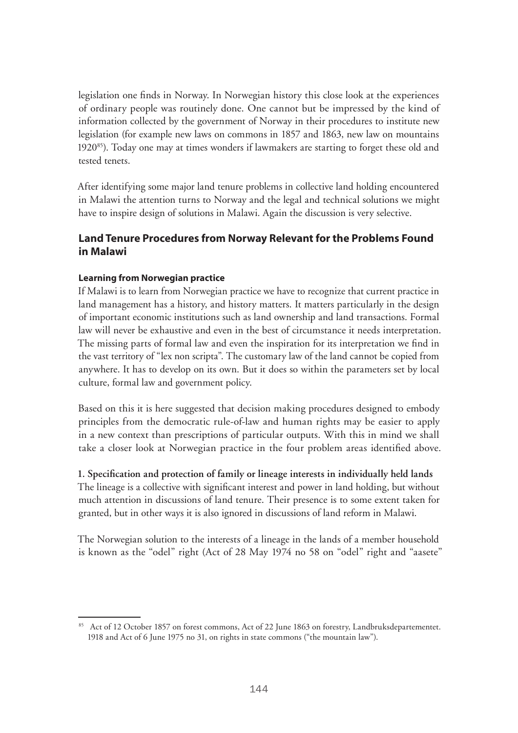legislation one finds in Norway. In Norwegian history this close look at the experiences of ordinary people was routinely done. One cannot but be impressed by the kind of information collected by the government of Norway in their procedures to institute new legislation (for example new laws on commons in 1857 and 1863, new law on mountains 1920[85]). Today one may at times wonders if lawmakers are starting to forget these old and tested tenets.

After identifying some major land tenure problems in collective land holding encountered in Malawi the attention turns to Norway and the legal and technical solutions we might have to inspire design of solutions in Malawi. Again the discussion is very selective.

## Land Tenure Procedures from Norway Relevant for the Problems Found in Malawi

### Learning from Norwegian practice

If Malawi is to learn from Norwegian practice we have to recognize that current practice in land management has a history, and history matters. It matters particularly in the design of important economic institutions such as land ownership and land transactions. Formal law will never be exhaustive and even in the best of circumstance it needs interpretation. The missing parts of formal law and even the inspiration for its interpretation we find in the vast territory of "lex non scripta". The customary law of the land cannot be copied from anywhere. It has to develop on its own. But it does so within the parameters set by local culture, formal law and government policy.

Based on this it is here suggested that decision making procedures designed to embody principles from the democratic rule-of-law and human rights may be easier to apply in a new context than prescriptions of particular outputs. With this in mind we shall take a closer look at Norwegian practice in the four problem areas identified above.

**1. Specification and protection of family or lineage interests in individually held lands**

The lineage is a collective with significant interest and power in land holding, but without much attention in discussions of land tenure. Their presence is to some extent taken for granted, but in other ways it is also ignored in discussions of land reform in Malawi.

The Norwegian solution to the interests of a lineage in the lands of a member household is known as the "odel" right (Act of 28 May 1974 no 58 on "odel" right and "aasete"

[85] Act of 12 October 1857 on forest commons, Act of 22 June 1863 on forestry, Landbruksdepartementet. 1918 and Act of 6 June 1975 no 31, on rights in state commons ("the mountain law").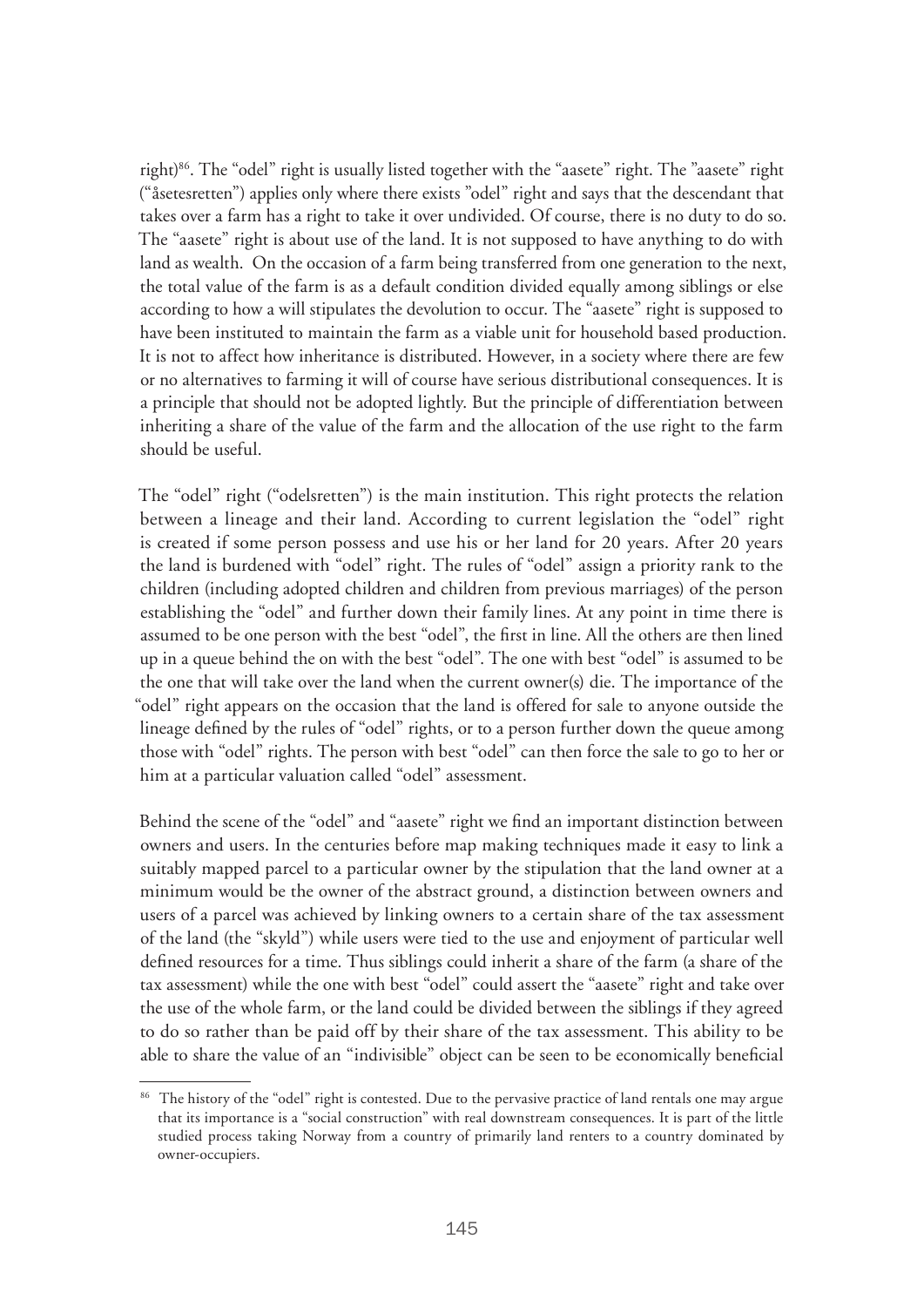right)[86]. The "odel" right is usually listed together with the "aasete" right. The "aasete" right ("åsetesretten") applies only where there exists "odel" right and says that the descendant that takes over a farm has a right to take it over undivided. Of course, there is no duty to do so. The "aasete" right is about use of the land. It is not supposed to have anything to do with land as wealth. On the occasion of a farm being transferred from one generation to the next, the total value of the farm is as a default condition divided equally among siblings or else according to how a will stipulates the devolution to occur. The "aasete" right is supposed to have been instituted to maintain the farm as a viable unit for household based production. It is not to affect how inheritance is distributed. However, in a society where there are few or no alternatives to farming it will of course have serious distributional consequences. It is a principle that should not be adopted lightly. But the principle of differentiation between inheriting a share of the value of the farm and the allocation of the use right to the farm should be useful.

The "odel" right ("odelsretten") is the main institution. This right protects the relation between a lineage and their land. According to current legislation the "odel" right is created if some person possess and use his or her land for 20 years. After 20 years the land is burdened with "odel" right. The rules of "odel" assign a priority rank to the children (including adopted children and children from previous marriages) of the person establishing the "odel" and further down their family lines. At any point in time there is assumed to be one person with the best "odel", the first in line. All the others are then lined up in a queue behind the on with the best "odel". The one with best "odel" is assumed to be the one that will take over the land when the current owner(s) die. The importance of the "odel" right appears on the occasion that the land is offered for sale to anyone outside the lineage defined by the rules of "odel" rights, or to a person further down the queue among those with "odel" rights. The person with best "odel" can then force the sale to go to her or him at a particular valuation called "odel" assessment.

Behind the scene of the "odel" and "aasete" right we find an important distinction between owners and users. In the centuries before map making techniques made it easy to link a suitably mapped parcel to a particular owner by the stipulation that the land owner at a minimum would be the owner of the abstract ground, a distinction between owners and users of a parcel was achieved by linking owners to a certain share of the tax assessment of the land (the "skyld") while users were tied to the use and enjoyment of particular well defined resources for a time. Thus siblings could inherit a share of the farm (a share of the tax assessment) while the one with best "odel" could assert the "aasete" right and take over the use of the whole farm, or the land could be divided between the siblings if they agreed to do so rather than be paid off by their share of the tax assessment. This ability to be able to share the value of an "indivisible" object can be seen to be economically beneficial

[86] The history of the "odel" right is contested. Due to the pervasive practice of land rentals one may argue that its importance is a "social construction" with real downstream consequences. It is part of the little studied process taking Norway from a country of primarily land renters to a country dominated by owner-occupiers.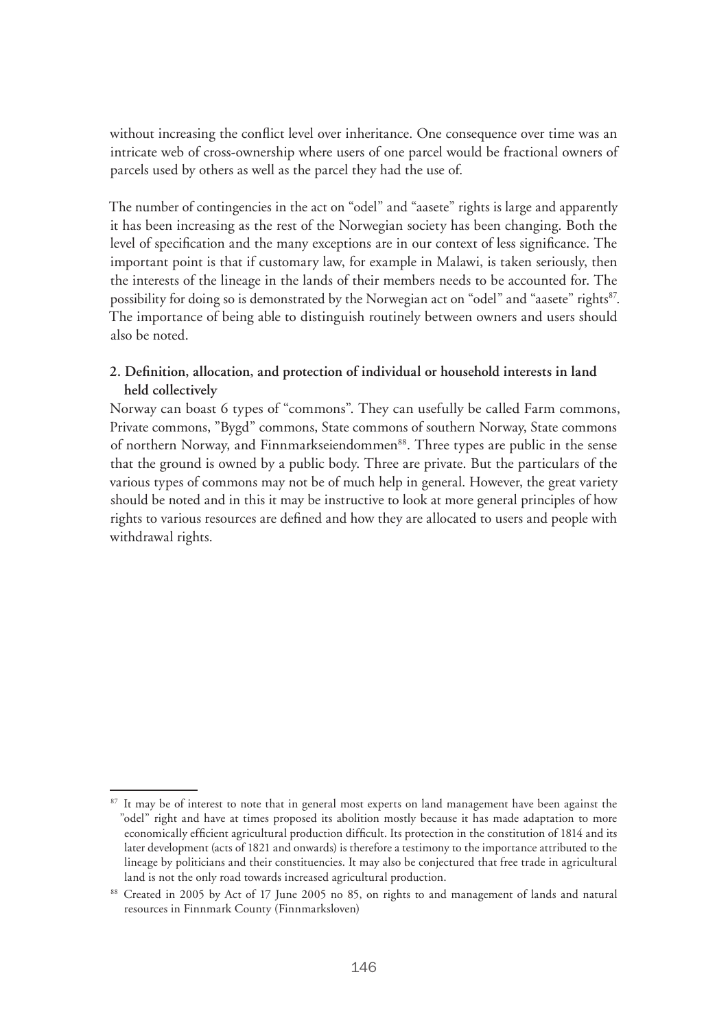without increasing the conflict level over inheritance. One consequence over time was an intricate web of cross-ownership where users of one parcel would be fractional owners of parcels used by others as well as the parcel they had the use of.

The number of contingencies in the act on "odel" and "aasete" rights is large and apparently it has been increasing as the rest of the Norwegian society has been changing. Both the level of specification and the many exceptions are in our context of less significance. The important point is that if customary law, for example in Malawi, is taken seriously, then the interests of the lineage in the lands of their members needs to be accounted for. The possibility for doing so is demonstrated by the Norwegian act on "odel" and "aasete" rights[87]. The importance of being able to distinguish routinely between owners and users should also be noted.

**2. Definition, allocation, and protection of individual or household interests in land held collectively**

Norway can boast 6 types of "commons". They can usefully be called Farm commons, Private commons, "Bygd" commons, State commons of southern Norway, State commons of northern Norway, and Finnmarkseiendommen[88]. Three types are public in the sense that the ground is owned by a public body. Three are private. But the particulars of the various types of commons may not be of much help in general. However, the great variety should be noted and in this it may be instructive to look at more general principles of how rights to various resources are defined and how they are allocated to users and people with withdrawal rights.

---

[87] It may be of interest to note that in general most experts on land management have been against the "odel" right and have at times proposed its abolition mostly because it has made adaptation to more economically efficient agricultural production difficult. Its protection in the constitution of 1814 and its later development (acts of 1821 and onwards) is therefore a testimony to the importance attributed to the lineage by politicians and their constituencies. It may also be conjectured that free trade in agricultural land is not the only road towards increased agricultural production.

[88] Created in 2005 by Act of 17 June 2005 no 85, on rights to and management of lands and natural resources in Finnmark County (Finnmarksloven)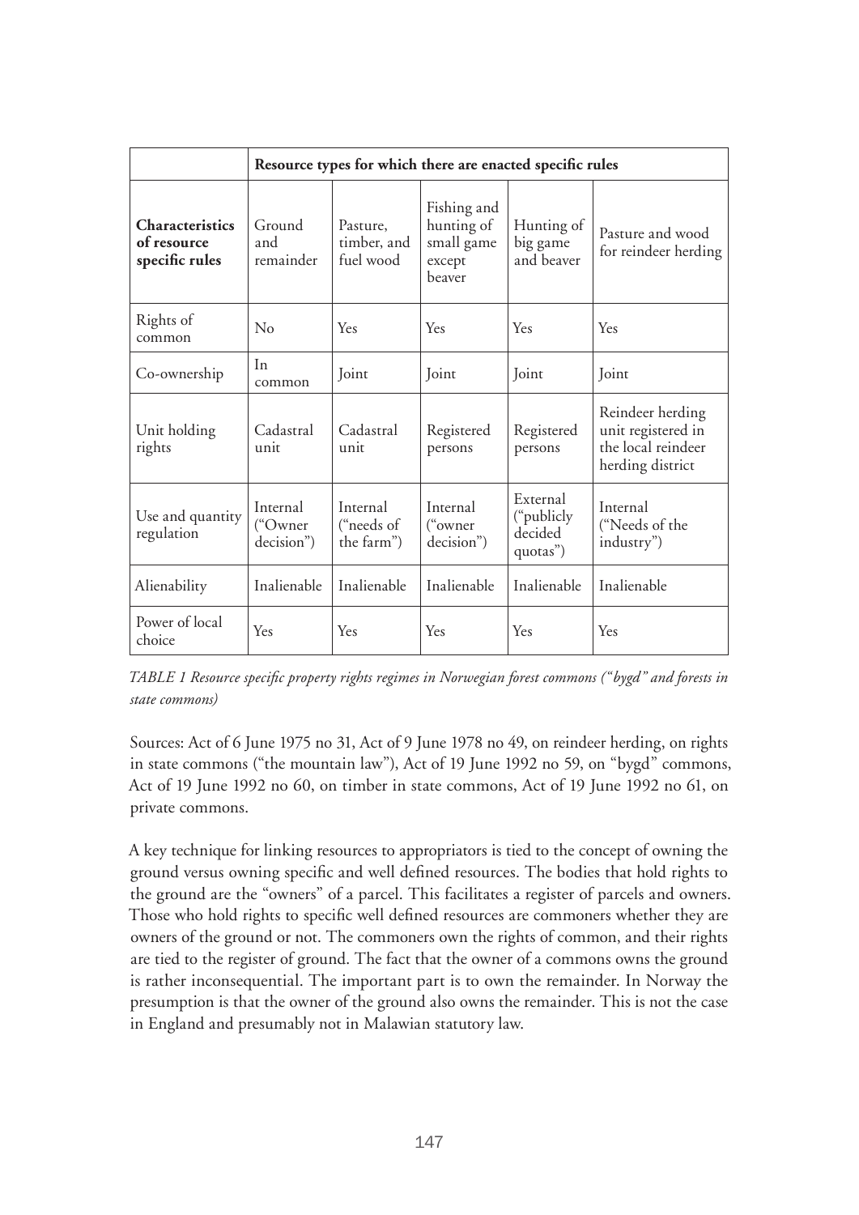| | **Resource types for which there are enacted specific rules** | | | | |
|---|---|---|---|---|---|
| **Characteristics of resource specific rules** | Ground and remainder | Pasture, timber, and fuel wood | Fishing and hunting of small game except beaver | Hunting of big game and beaver | Pasture and wood for reindeer herding |
| Rights of common | No | Yes | Yes | Yes | Yes |
| Co-ownership | In common | Joint | Joint | Joint | Joint |
| Unit holding rights | Cadastral unit | Cadastral unit | Registered persons | Registered persons | Reindeer herding unit registered in the local reindeer herding district |
| Use and quantity regulation | Internal ("Owner decision") | Internal ("needs of the farm") | Internal ("owner decision") | External ("publicly decided quotas") | Internal ("Needs of the industry") |
| Alienability | Inalienable | Inalienable | Inalienable | Inalienable | Inalienable |
| Power of local choice | Yes | Yes | Yes | Yes | Yes |

*TABLE 1 Resource specific property rights regimes in Norwegian forest commons ("bygd" and forests in state commons)*

Sources: Act of 6 June 1975 no 31, Act of 9 June 1978 no 49, on reindeer herding, on rights in state commons ("the mountain law"), Act of 19 June 1992 no 59, on "bygd" commons, Act of 19 June 1992 no 60, on timber in state commons, Act of 19 June 1992 no 61, on private commons.

A key technique for linking resources to appropriators is tied to the concept of owning the ground versus owning specific and well defined resources. The bodies that hold rights to the ground are the "owners" of a parcel. This facilitates a register of parcels and owners. Those who hold rights to specific well defined resources are commoners whether they are owners of the ground or not. The commoners own the rights of common, and their rights are tied to the register of ground. The fact that the owner of a commons owns the ground is rather inconsequential. The important part is to own the remainder. In Norway the presumption is that the owner of the ground also owns the remainder. This is not the case in England and presumably not in Malawian statutory law.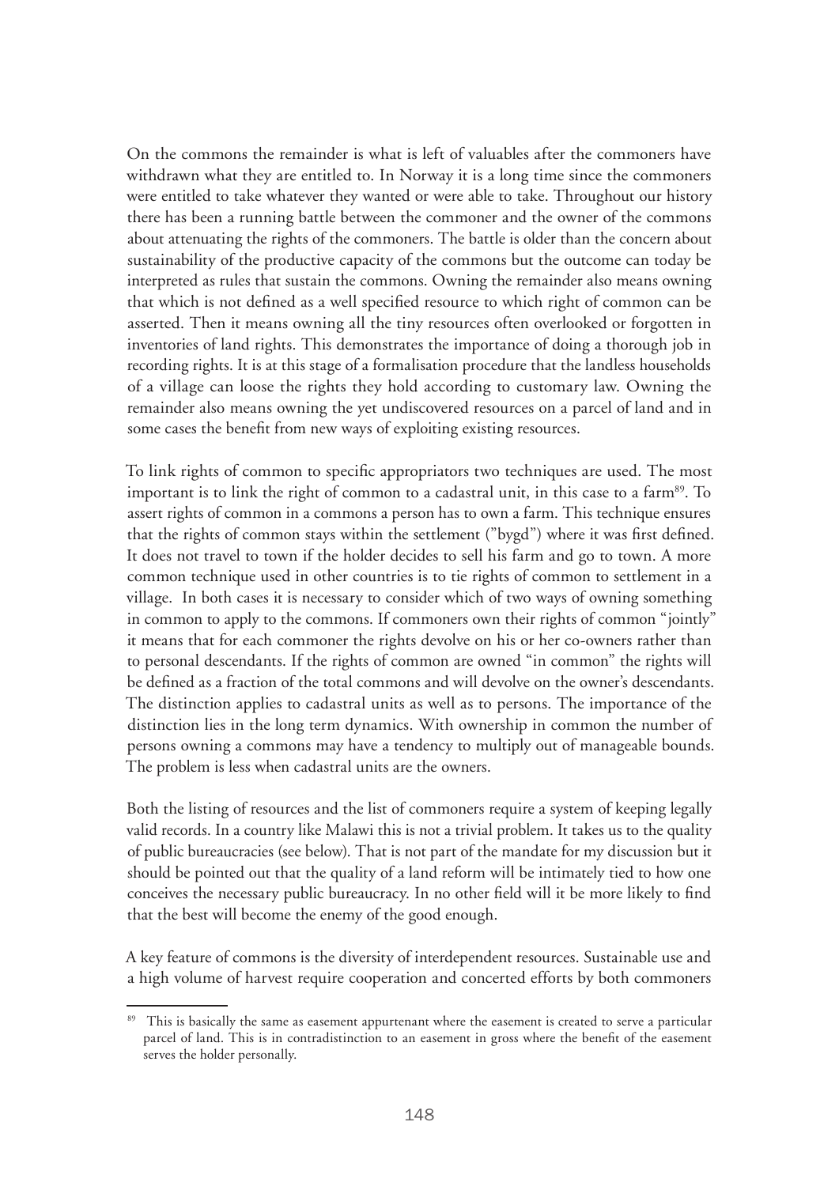On the commons the remainder is what is left of valuables after the commoners have withdrawn what they are entitled to. In Norway it is a long time since the commoners were entitled to take whatever they wanted or were able to take. Throughout our history there has been a running battle between the commoner and the owner of the commons about attenuating the rights of the commoners. The battle is older than the concern about sustainability of the productive capacity of the commons but the outcome can today be interpreted as rules that sustain the commons. Owning the remainder also means owning that which is not defined as a well specified resource to which right of common can be asserted. Then it means owning all the tiny resources often overlooked or forgotten in inventories of land rights. This demonstrates the importance of doing a thorough job in recording rights. It is at this stage of a formalisation procedure that the landless households of a village can loose the rights they hold according to customary law. Owning the remainder also means owning the yet undiscovered resources on a parcel of land and in some cases the benefit from new ways of exploiting existing resources.

To link rights of common to specific appropriators two techniques are used. The most important is to link the right of common to a cadastral unit, in this case to a farm[89]. To assert rights of common in a commons a person has to own a farm. This technique ensures that the rights of common stays within the settlement ("bygd") where it was first defined. It does not travel to town if the holder decides to sell his farm and go to town. A more common technique used in other countries is to tie rights of common to settlement in a village. In both cases it is necessary to consider which of two ways of owning something in common to apply to the commons. If commoners own their rights of common "jointly" it means that for each commoner the rights devolve on his or her co-owners rather than to personal descendants. If the rights of common are owned "in common" the rights will be defined as a fraction of the total commons and will devolve on the owner's descendants. The distinction applies to cadastral units as well as to persons. The importance of the distinction lies in the long term dynamics. With ownership in common the number of persons owning a commons may have a tendency to multiply out of manageable bounds. The problem is less when cadastral units are the owners.

Both the listing of resources and the list of commoners require a system of keeping legally valid records. In a country like Malawi this is not a trivial problem. It takes us to the quality of public bureaucracies (see below). That is not part of the mandate for my discussion but it should be pointed out that the quality of a land reform will be intimately tied to how one conceives the necessary public bureaucracy. In no other field will it be more likely to find that the best will become the enemy of the good enough.

A key feature of commons is the diversity of interdependent resources. Sustainable use and a high volume of harvest require cooperation and concerted efforts by both commoners

[89] This is basically the same as easement appurtenant where the easement is created to serve a particular parcel of land. This is in contradistinction to an easement in gross where the benefit of the easement serves the holder personally.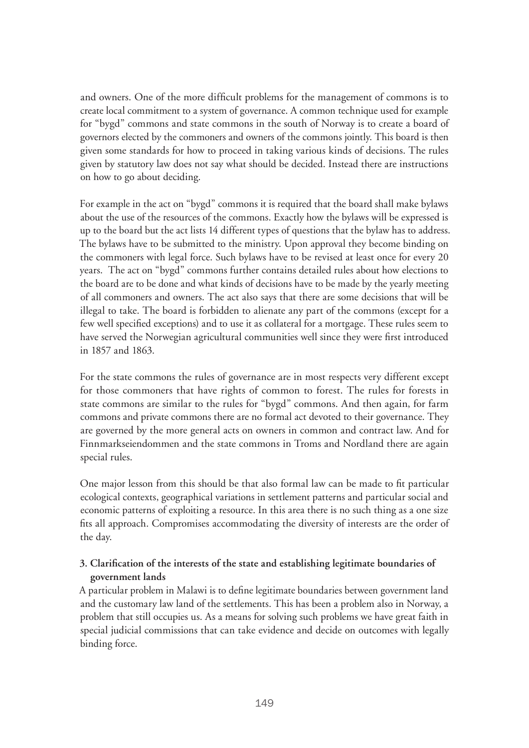and owners. One of the more difficult problems for the management of commons is to create local commitment to a system of governance. A common technique used for example for "bygd" commons and state commons in the south of Norway is to create a board of governors elected by the commoners and owners of the commons jointly. This board is then given some standards for how to proceed in taking various kinds of decisions. The rules given by statutory law does not say what should be decided. Instead there are instructions on how to go about deciding.

For example in the act on "bygd" commons it is required that the board shall make bylaws about the use of the resources of the commons. Exactly how the bylaws will be expressed is up to the board but the act lists 14 different types of questions that the bylaw has to address. The bylaws have to be submitted to the ministry. Upon approval they become binding on the commoners with legal force. Such bylaws have to be revised at least once for every 20 years. The act on "bygd" commons further contains detailed rules about how elections to the board are to be done and what kinds of decisions have to be made by the yearly meeting of all commoners and owners. The act also says that there are some decisions that will be illegal to take. The board is forbidden to alienate any part of the commons (except for a few well specified exceptions) and to use it as collateral for a mortgage. These rules seem to have served the Norwegian agricultural communities well since they were first introduced in 1857 and 1863.

For the state commons the rules of governance are in most respects very different except for those commoners that have rights of common to forest. The rules for forests in state commons are similar to the rules for "bygd" commons. And then again, for farm commons and private commons there are no formal act devoted to their governance. They are governed by the more general acts on owners in common and contract law. And for Finnmarkseiendommen and the state commons in Troms and Nordland there are again special rules.

One major lesson from this should be that also formal law can be made to fit particular ecological contexts, geographical variations in settlement patterns and particular social and economic patterns of exploiting a resource. In this area there is no such thing as a one size fits all approach. Compromises accommodating the diversity of interests are the order of the day.

**3. Clarification of the interests of the state and establishing legitimate boundaries of government lands**

A particular problem in Malawi is to define legitimate boundaries between government land and the customary law land of the settlements. This has been a problem also in Norway, a problem that still occupies us. As a means for solving such problems we have great faith in special judicial commissions that can take evidence and decide on outcomes with legally binding force.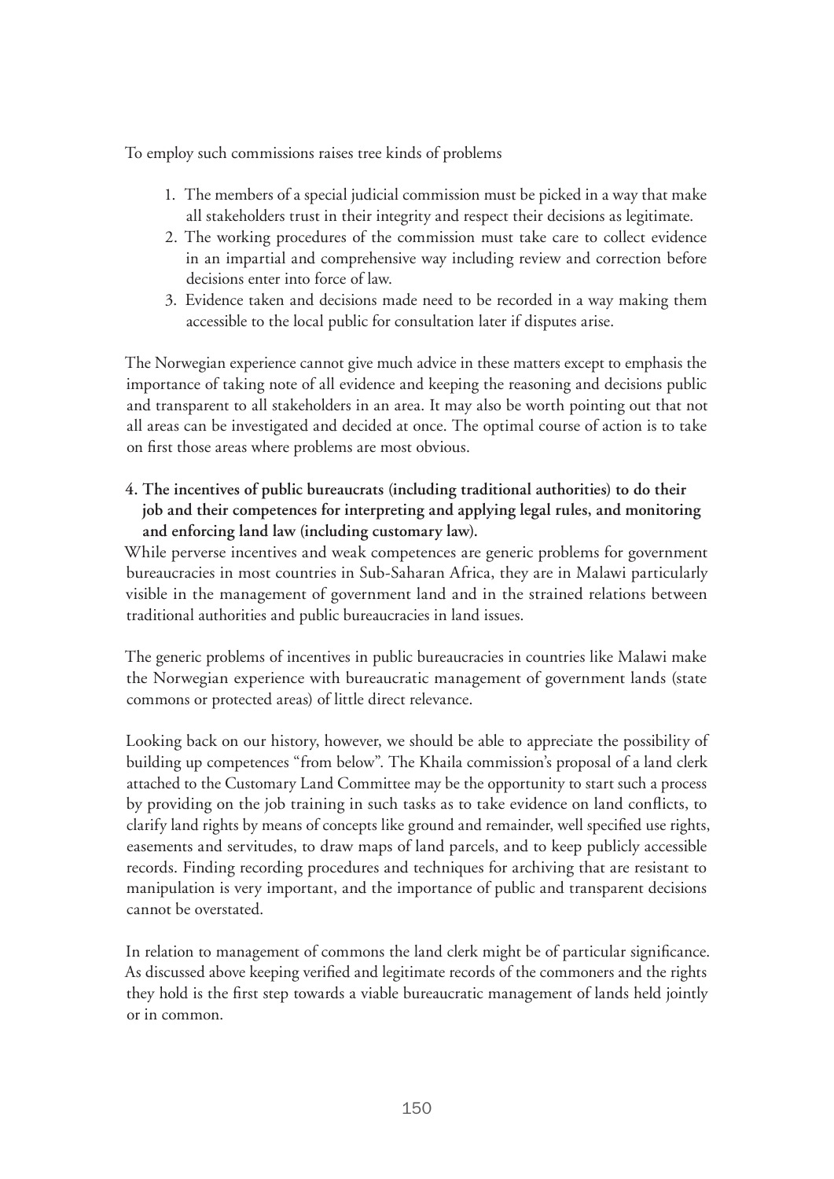To employ such commissions raises tree kinds of problems

1. The members of a special judicial commission must be picked in a way that make all stakeholders trust in their integrity and respect their decisions as legitimate.
2. The working procedures of the commission must take care to collect evidence in an impartial and comprehensive way including review and correction before decisions enter into force of law.
3. Evidence taken and decisions made need to be recorded in a way making them accessible to the local public for consultation later if disputes arise.

The Norwegian experience cannot give much advice in these matters except to emphasis the importance of taking note of all evidence and keeping the reasoning and decisions public and transparent to all stakeholders in an area. It may also be worth pointing out that not all areas can be investigated and decided at once. The optimal course of action is to take on first those areas where problems are most obvious.

**4. The incentives of public bureaucrats (including traditional authorities) to do their job and their competences for interpreting and applying legal rules, and monitoring and enforcing land law (including customary law).**

While perverse incentives and weak competences are generic problems for government bureaucracies in most countries in Sub-Saharan Africa, they are in Malawi particularly visible in the management of government land and in the strained relations between traditional authorities and public bureaucracies in land issues.

The generic problems of incentives in public bureaucracies in countries like Malawi make the Norwegian experience with bureaucratic management of government lands (state commons or protected areas) of little direct relevance.

Looking back on our history, however, we should be able to appreciate the possibility of building up competences "from below". The Khaila commission's proposal of a land clerk attached to the Customary Land Committee may be the opportunity to start such a process by providing on the job training in such tasks as to take evidence on land conflicts, to clarify land rights by means of concepts like ground and remainder, well specified use rights, easements and servitudes, to draw maps of land parcels, and to keep publicly accessible records. Finding recording procedures and techniques for archiving that are resistant to manipulation is very important, and the importance of public and transparent decisions cannot be overstated.

In relation to management of commons the land clerk might be of particular significance. As discussed above keeping verified and legitimate records of the commoners and the rights they hold is the first step towards a viable bureaucratic management of lands held jointly or in common.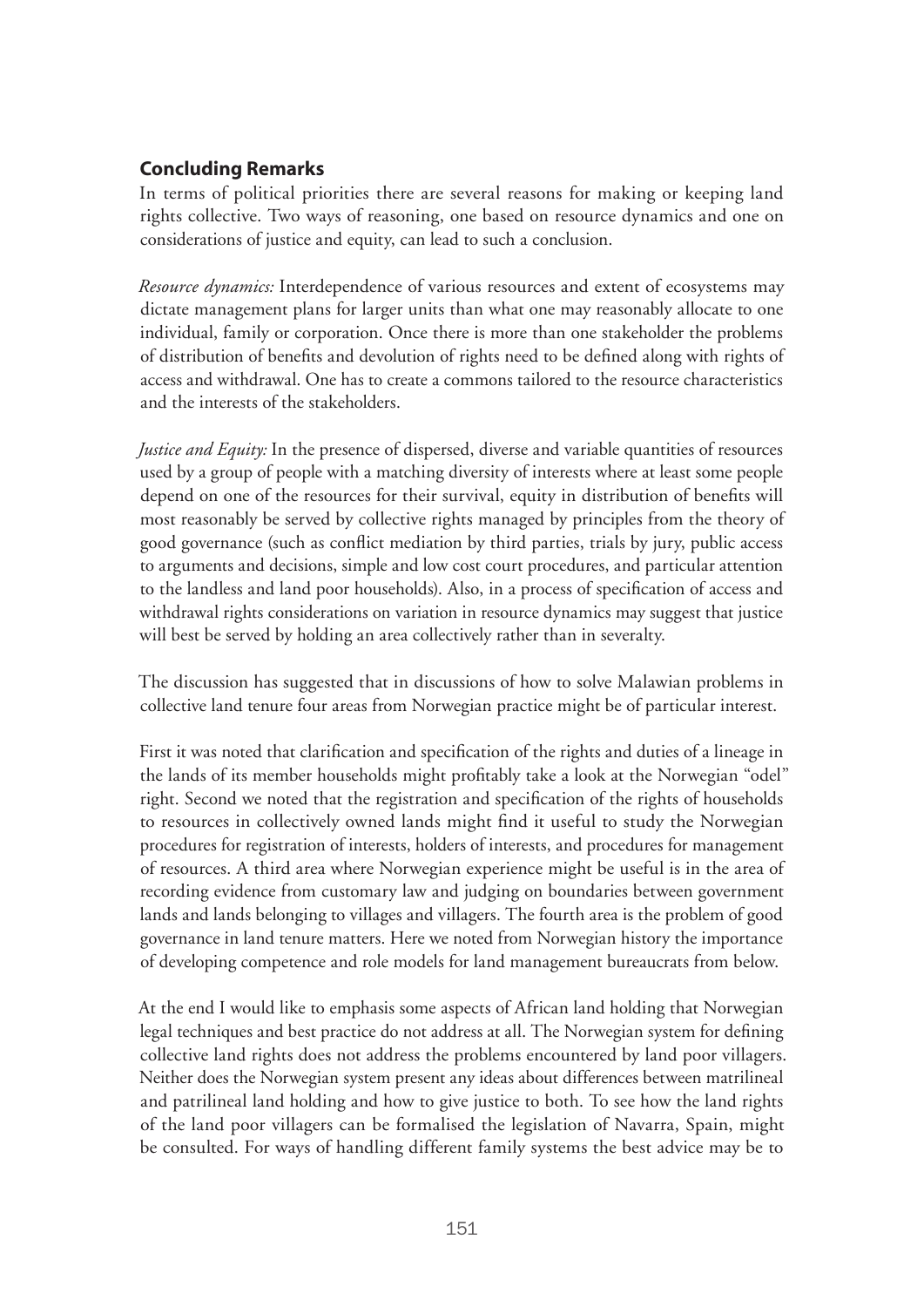## Concluding Remarks

In terms of political priorities there are several reasons for making or keeping land rights collective. Two ways of reasoning, one based on resource dynamics and one on considerations of justice and equity, can lead to such a conclusion.

*Resource dynamics:* Interdependence of various resources and extent of ecosystems may dictate management plans for larger units than what one may reasonably allocate to one individual, family or corporation. Once there is more than one stakeholder the problems of distribution of benefits and devolution of rights need to be defined along with rights of access and withdrawal. One has to create a commons tailored to the resource characteristics and the interests of the stakeholders.

*Justice and Equity:* In the presence of dispersed, diverse and variable quantities of resources used by a group of people with a matching diversity of interests where at least some people depend on one of the resources for their survival, equity in distribution of benefits will most reasonably be served by collective rights managed by principles from the theory of good governance (such as conflict mediation by third parties, trials by jury, public access to arguments and decisions, simple and low cost court procedures, and particular attention to the landless and land poor households). Also, in a process of specification of access and withdrawal rights considerations on variation in resource dynamics may suggest that justice will best be served by holding an area collectively rather than in severalty.

The discussion has suggested that in discussions of how to solve Malawian problems in collective land tenure four areas from Norwegian practice might be of particular interest.

First it was noted that clarification and specification of the rights and duties of a lineage in the lands of its member households might profitably take a look at the Norwegian "odel" right. Second we noted that the registration and specification of the rights of households to resources in collectively owned lands might find it useful to study the Norwegian procedures for registration of interests, holders of interests, and procedures for management of resources. A third area where Norwegian experience might be useful is in the area of recording evidence from customary law and judging on boundaries between government lands and lands belonging to villages and villagers. The fourth area is the problem of good governance in land tenure matters. Here we noted from Norwegian history the importance of developing competence and role models for land management bureaucrats from below.

At the end I would like to emphasis some aspects of African land holding that Norwegian legal techniques and best practice do not address at all. The Norwegian system for defining collective land rights does not address the problems encountered by land poor villagers. Neither does the Norwegian system present any ideas about differences between matrilineal and patrilineal land holding and how to give justice to both. To see how the land rights of the land poor villagers can be formalised the legislation of Navarra, Spain, might be consulted. For ways of handling different family systems the best advice may be to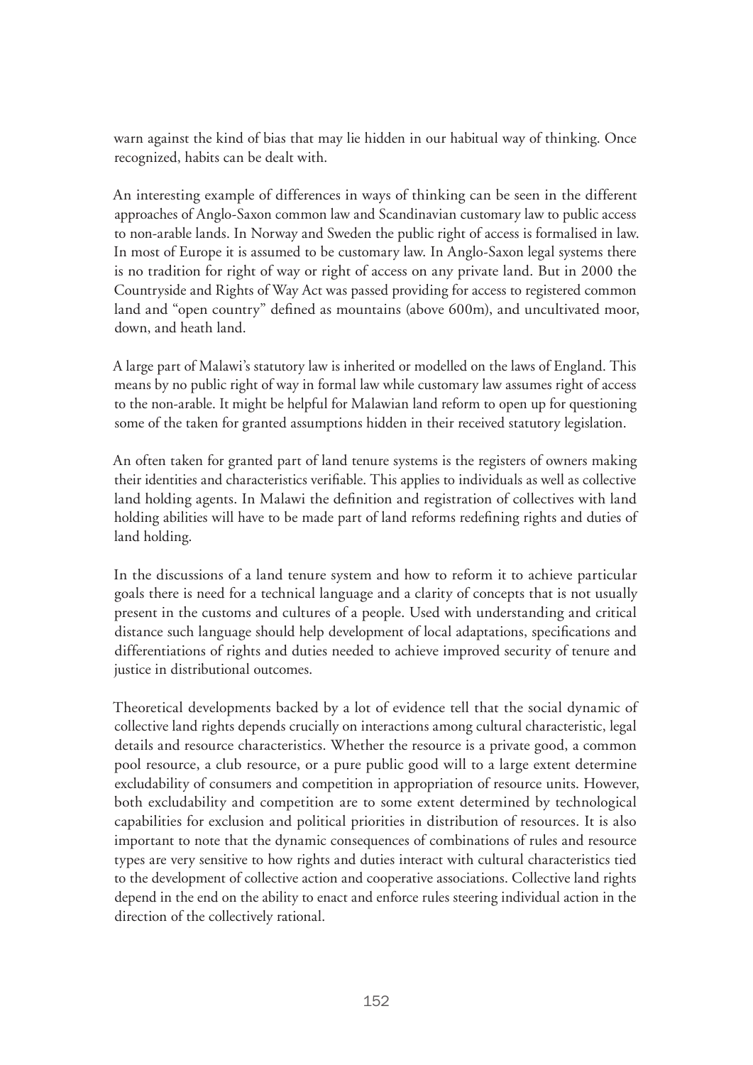warn against the kind of bias that may lie hidden in our habitual way of thinking. Once recognized, habits can be dealt with.

An interesting example of differences in ways of thinking can be seen in the different approaches of Anglo-Saxon common law and Scandinavian customary law to public access to non-arable lands. In Norway and Sweden the public right of access is formalised in law. In most of Europe it is assumed to be customary law. In Anglo-Saxon legal systems there is no tradition for right of way or right of access on any private land. But in 2000 the Countryside and Rights of Way Act was passed providing for access to registered common land and "open country" defined as mountains (above 600m), and uncultivated moor, down, and heath land.

A large part of Malawi's statutory law is inherited or modelled on the laws of England. This means by no public right of way in formal law while customary law assumes right of access to the non-arable. It might be helpful for Malawian land reform to open up for questioning some of the taken for granted assumptions hidden in their received statutory legislation.

An often taken for granted part of land tenure systems is the registers of owners making their identities and characteristics verifiable. This applies to individuals as well as collective land holding agents. In Malawi the definition and registration of collectives with land holding abilities will have to be made part of land reforms redefining rights and duties of land holding.

In the discussions of a land tenure system and how to reform it to achieve particular goals there is need for a technical language and a clarity of concepts that is not usually present in the customs and cultures of a people. Used with understanding and critical distance such language should help development of local adaptations, specifications and differentiations of rights and duties needed to achieve improved security of tenure and justice in distributional outcomes.

Theoretical developments backed by a lot of evidence tell that the social dynamic of collective land rights depends crucially on interactions among cultural characteristic, legal details and resource characteristics. Whether the resource is a private good, a common pool resource, a club resource, or a pure public good will to a large extent determine excludability of consumers and competition in appropriation of resource units. However, both excludability and competition are to some extent determined by technological capabilities for exclusion and political priorities in distribution of resources. It is also important to note that the dynamic consequences of combinations of rules and resource types are very sensitive to how rights and duties interact with cultural characteristics tied to the development of collective action and cooperative associations. Collective land rights depend in the end on the ability to enact and enforce rules steering individual action in the direction of the collectively rational.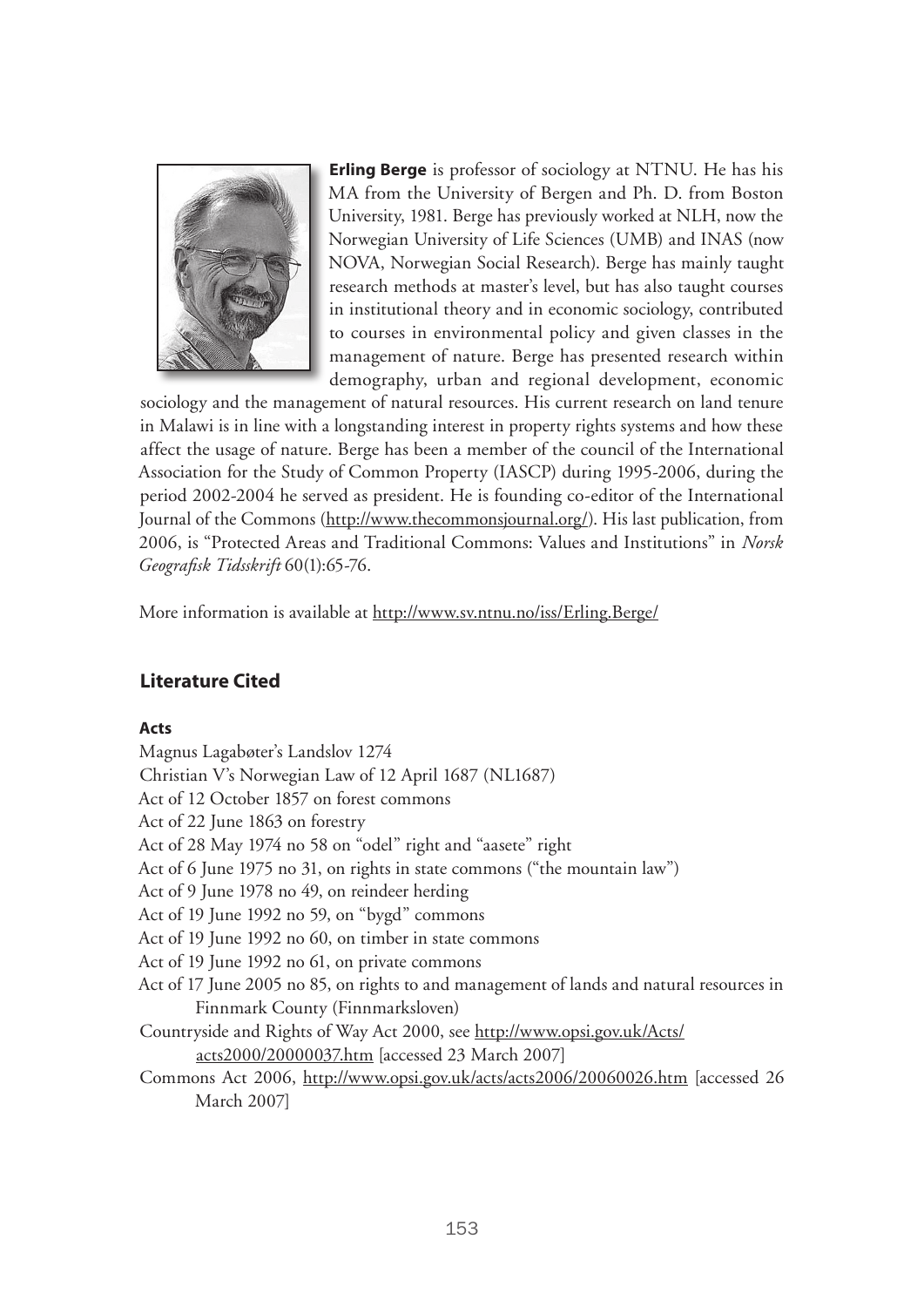**Erling Berge** is professor of sociology at NTNU. He has his MA from the University of Bergen and Ph. D. from Boston University, 1981. Berge has previously worked at NLH, now the Norwegian University of Life Sciences (UMB) and INAS (now NOVA, Norwegian Social Research). Berge has mainly taught research methods at master's level, but has also taught courses in institutional theory and in economic sociology, contributed to courses in environmental policy and given classes in the management of nature. Berge has presented research within demography, urban and regional development, economic sociology and the management of natural resources. His current research on land tenure in Malawi is in line with a longstanding interest in property rights systems and how these affect the usage of nature. Berge has been a member of the council of the International Association for the Study of Common Property (IASCP) during 1995-2006, during the period 2002-2004 he served as president. He is founding co-editor of the International Journal of the Commons (http://www.thecommonsjournal.org/). His last publication, from 2006, is "Protected Areas and Traditional Commons: Values and Institutions" in *Norsk Geografisk Tidsskrift* 60(1):65-76.

More information is available at http://www.sv.ntnu.no/iss/Erling.Berge/

## Literature Cited

### Acts

Magnus Lagabøter's Landslov 1274

Christian V's Norwegian Law of 12 April 1687 (NL1687)

Act of 12 October 1857 on forest commons

Act of 22 June 1863 on forestry

Act of 28 May 1974 no 58 on "odel" right and "aasete" right

Act of 6 June 1975 no 31, on rights in state commons ("the mountain law")

Act of 9 June 1978 no 49, on reindeer herding

Act of 19 June 1992 no 59, on "bygd" commons

Act of 19 June 1992 no 60, on timber in state commons

Act of 19 June 1992 no 61, on private commons

Act of 17 June 2005 no 85, on rights to and management of lands and natural resources in Finnmark County (Finnmarksloven)

Countryside and Rights of Way Act 2000, see http://www.opsi.gov.uk/Acts/acts2000/20000037.htm [accessed 23 March 2007]

Commons Act 2006, http://www.opsi.gov.uk/acts/acts2006/20060026.htm [accessed 26 March 2007]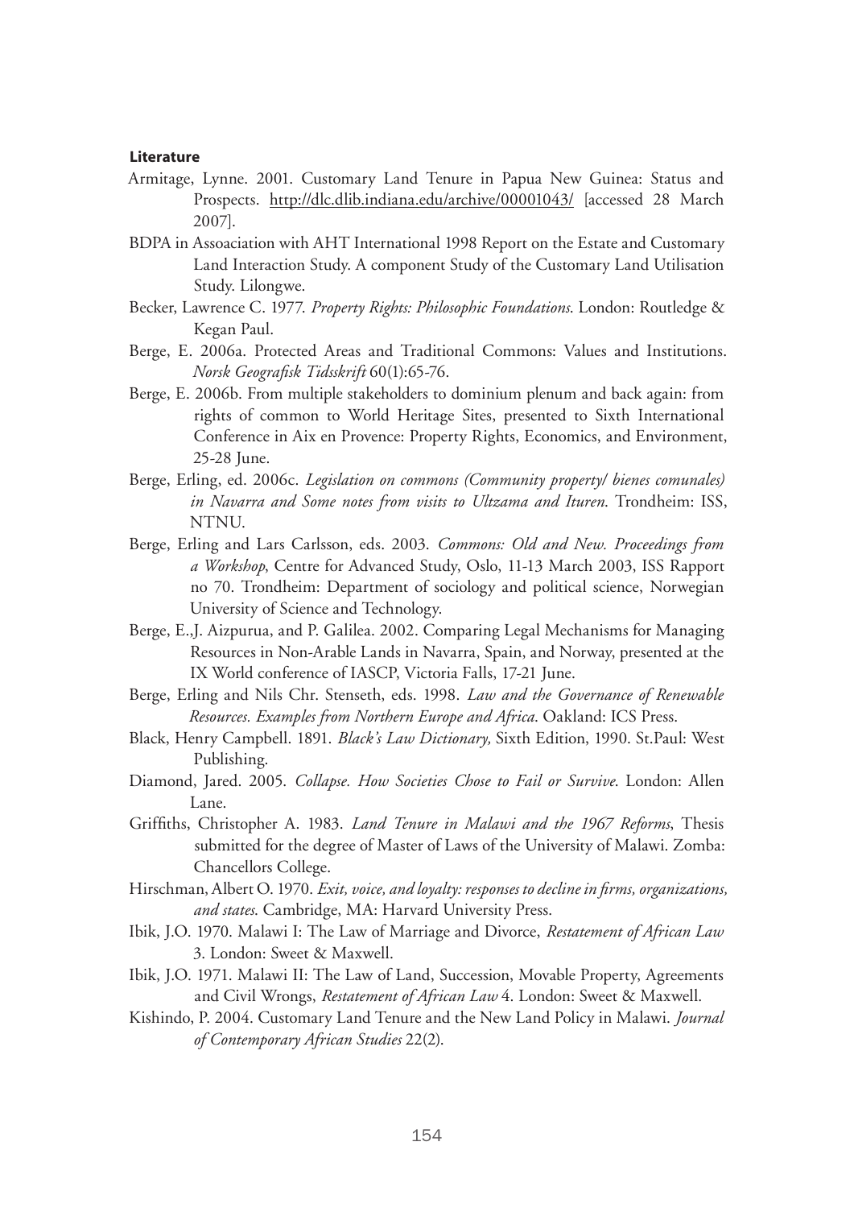**Literature**

Armitage, Lynne. 2001. Customary Land Tenure in Papua New Guinea: Status and Prospects. http://dlc.dlib.indiana.edu/archive/00001043/ [accessed 28 March 2007].

BDPA in Assoaciation with AHT International 1998 Report on the Estate and Customary Land Interaction Study. A component Study of the Customary Land Utilisation Study. Lilongwe.

Becker, Lawrence C. 1977. *Property Rights: Philosophic Foundations*. London: Routledge & Kegan Paul.

Berge, E. 2006a. Protected Areas and Traditional Commons: Values and Institutions. *Norsk Geografisk Tidsskrift* 60(1):65-76.

Berge, E. 2006b. From multiple stakeholders to dominium plenum and back again: from rights of common to World Heritage Sites, presented to Sixth International Conference in Aix en Provence: Property Rights, Economics, and Environment, 25-28 June.

Berge, Erling, ed. 2006c. *Legislation on commons (Community property/ bienes comunales) in Navarra and Some notes from visits to Ultzama and Ituren*. Trondheim: ISS, NTNU.

Berge, Erling and Lars Carlsson, eds. 2003. *Commons: Old and New. Proceedings from a Workshop*, Centre for Advanced Study, Oslo, 11-13 March 2003, ISS Rapport no 70. Trondheim: Department of sociology and political science, Norwegian University of Science and Technology.

Berge, E.,J. Aizpurua, and P. Galilea. 2002. Comparing Legal Mechanisms for Managing Resources in Non-Arable Lands in Navarra, Spain, and Norway, presented at the IX World conference of IASCP, Victoria Falls, 17-21 June.

Berge, Erling and Nils Chr. Stenseth, eds. 1998. *Law and the Governance of Renewable Resources. Examples from Northern Europe and Africa*. Oakland: ICS Press.

Black, Henry Campbell. 1891. *Black's Law Dictionary,* Sixth Edition, 1990. St.Paul: West Publishing.

Diamond, Jared. 2005. *Collapse. How Societies Chose to Fail or Survive*. London: Allen Lane.

Griffiths, Christopher A. 1983. *Land Tenure in Malawi and the 1967 Reforms*, Thesis submitted for the degree of Master of Laws of the University of Malawi. Zomba: Chancellors College.

Hirschman, Albert O. 1970. *Exit, voice, and loyalty: responses to decline in firms, organizations, and states*. Cambridge, MA: Harvard University Press.

Ibik, J.O. 1970. Malawi I: The Law of Marriage and Divorce, *Restatement of African Law* 3. London: Sweet & Maxwell.

Ibik, J.O. 1971. Malawi II: The Law of Land, Succession, Movable Property, Agreements and Civil Wrongs, *Restatement of African Law* 4. London: Sweet & Maxwell.

Kishindo, P. 2004. Customary Land Tenure and the New Land Policy in Malawi. *Journal of Contemporary African Studies* 22(2).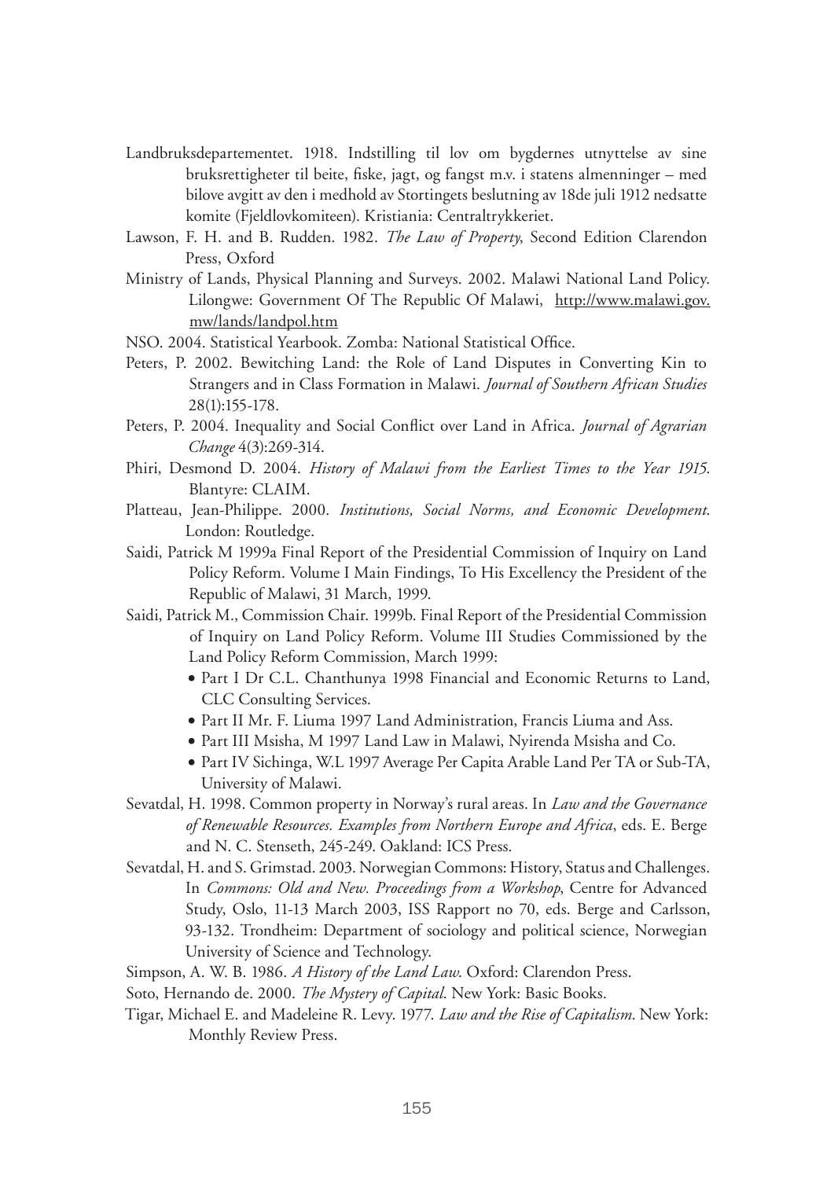Landbruksdepartementet. 1918. Indstilling til lov om bygdernes utnyttelse av sine bruksrettigheter til beite, fiske, jagt, og fangst m.v. i statens almenninger – med bilove avgitt av den i medhold av Stortingets beslutning av 18de juli 1912 nedsatte komite (Fjeldlovkomiteen). Kristiania: Centraltrykkeriet.

Lawson, F. H. and B. Rudden. 1982. *The Law of Property*, Second Edition Clarendon Press, Oxford

Ministry of Lands, Physical Planning and Surveys. 2002. Malawi National Land Policy. Lilongwe: Government Of The Republic Of Malawi, http://www.malawi.gov.mw/lands/landpol.htm

NSO. 2004. Statistical Yearbook. Zomba: National Statistical Office.

Peters, P. 2002. Bewitching Land: the Role of Land Disputes in Converting Kin to Strangers and in Class Formation in Malawi. *Journal of Southern African Studies* 28(1):155-178.

Peters, P. 2004. Inequality and Social Conflict over Land in Africa. *Journal of Agrarian Change* 4(3):269-314.

Phiri, Desmond D. 2004. *History of Malawi from the Earliest Times to the Year 1915*. Blantyre: CLAIM.

Platteau, Jean-Philippe. 2000. *Institutions, Social Norms, and Economic Development*. London: Routledge.

Saidi, Patrick M 1999a Final Report of the Presidential Commission of Inquiry on Land Policy Reform. Volume I Main Findings, To His Excellency the President of the Republic of Malawi, 31 March, 1999.

Saidi, Patrick M., Commission Chair. 1999b. Final Report of the Presidential Commission of Inquiry on Land Policy Reform. Volume III Studies Commissioned by the Land Policy Reform Commission, March 1999:

- Part I Dr C.L. Chanthunya 1998 Financial and Economic Returns to Land, CLC Consulting Services.
- Part II Mr. F. Liuma 1997 Land Administration, Francis Liuma and Ass.
- Part III Msisha, M 1997 Land Law in Malawi, Nyirenda Msisha and Co.
- Part IV Sichinga, W.L 1997 Average Per Capita Arable Land Per TA or Sub-TA, University of Malawi.

Sevatdal, H. 1998. Common property in Norway's rural areas. In *Law and the Governance of Renewable Resources. Examples from Northern Europe and Africa*, eds. E. Berge and N. C. Stenseth, 245-249. Oakland: ICS Press.

Sevatdal, H. and S. Grimstad. 2003. Norwegian Commons: History, Status and Challenges. In *Commons: Old and New. Proceedings from a Workshop*, Centre for Advanced Study, Oslo, 11-13 March 2003, ISS Rapport no 70, eds. Berge and Carlsson, 93-132. Trondheim: Department of sociology and political science, Norwegian University of Science and Technology.

Simpson, A. W. B. 1986. *A History of the Land Law*. Oxford: Clarendon Press.

Soto, Hernando de. 2000. *The Mystery of Capital*. New York: Basic Books.

Tigar, Michael E. and Madeleine R. Levy. 1977. *Law and the Rise of Capitalism*. New York: Monthly Review Press.